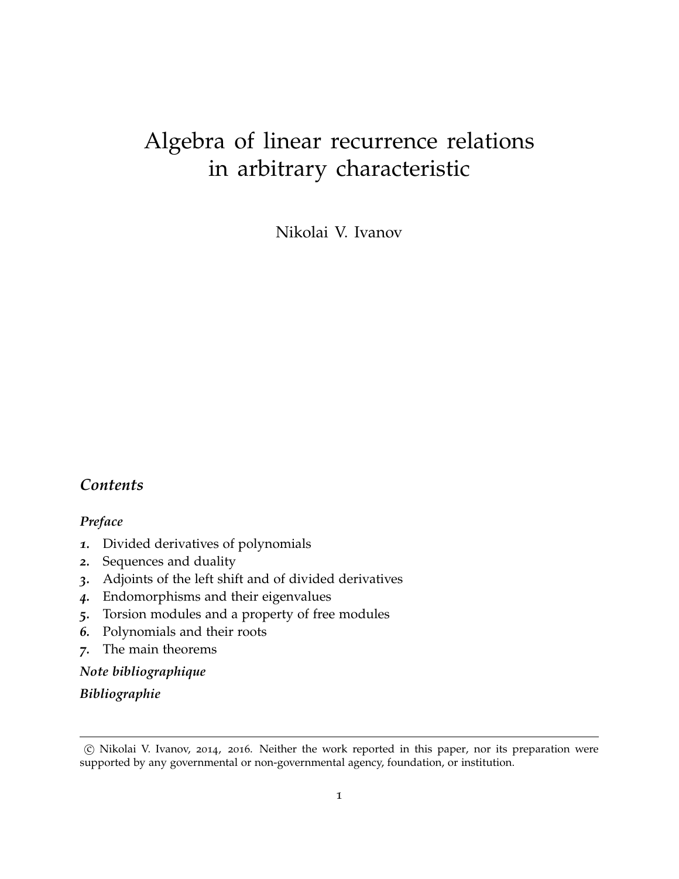# Algebra of linear recurrence relations in arbitrary characteristic

Nikolai V. Ivanov

## *Contents*

***Preface***

*1*. Divided derivatives of polynomials
*2*. Sequences and duality
*3*. Adjoints of the left shift and of divided derivatives
*4*. Endomorphisms and their eigenvalues
*5*. Torsion modules and a property of free modules
*6*. Polynomials and their roots
*7*. The main theorems

***Note bibliographique***

***Bibliographie***

---

© Nikolai V. Ivanov, 2014, 2016. Neither the work reported in this paper, nor its preparation were supported by any governmental or non-governmental agency, foundation, or institution.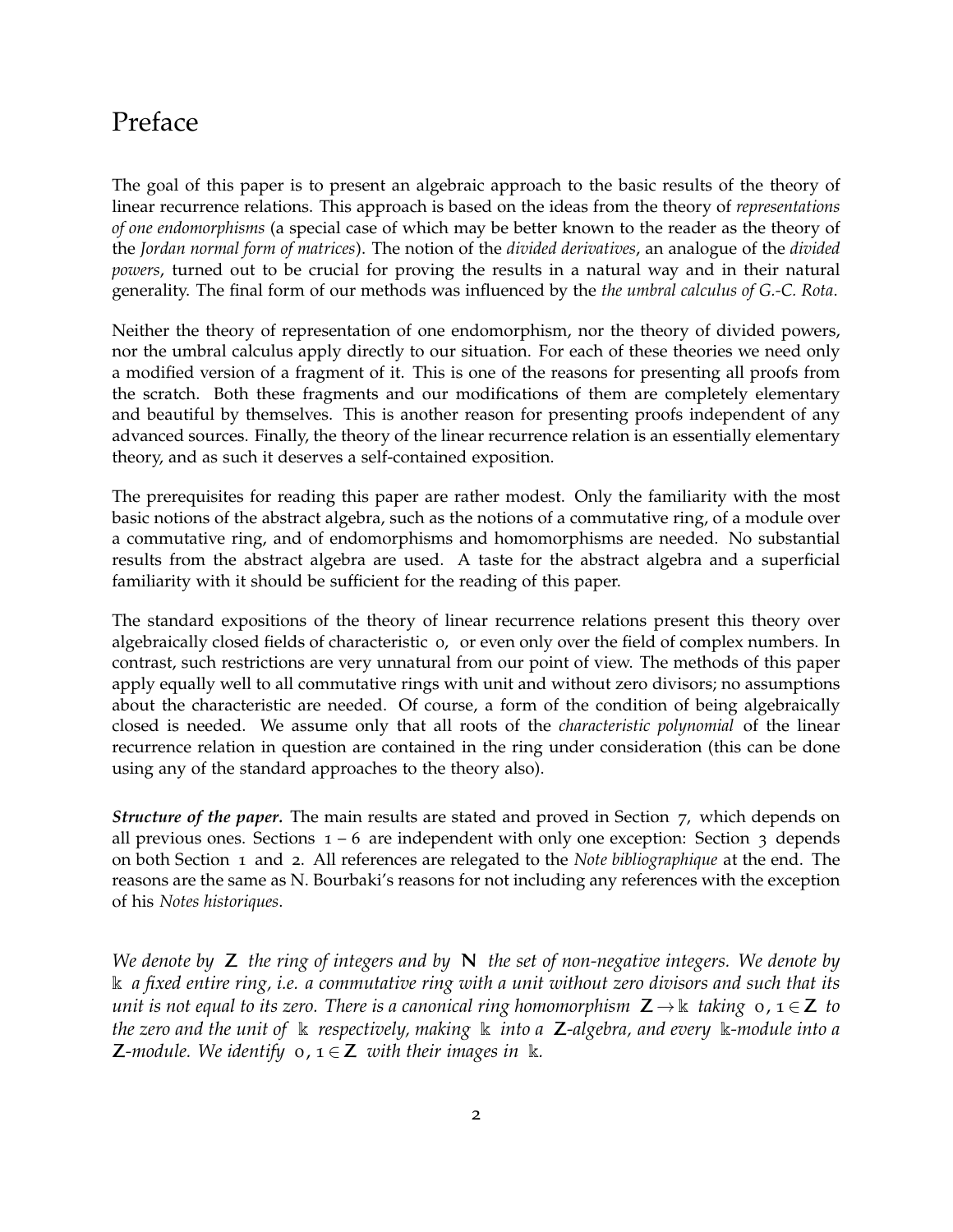# Preface

The goal of this paper is to present an algebraic approach to the basic results of the theory of linear recurrence relations. This approach is based on the ideas from the theory of *representations of one endomorphisms* (a special case of which may be better known to the reader as the theory of the *Jordan normal form of matrices*). The notion of the *divided derivatives*, an analogue of the *divided powers*, turned out to be crucial for proving the results in a natural way and in their natural generality. The final form of our methods was influenced by the *the umbral calculus of G.-C. Rota*.

Neither the theory of representation of one endomorphism, nor the theory of divided powers, nor the umbral calculus apply directly to our situation. For each of these theories we need only a modified version of a fragment of it. This is one of the reasons for presenting all proofs from the scratch. Both these fragments and our modifications of them are completely elementary and beautiful by themselves. This is another reason for presenting proofs independent of any advanced sources. Finally, the theory of the linear recurrence relation is an essentially elementary theory, and as such it deserves a self-contained exposition.

The prerequisites for reading this paper are rather modest. Only the familiarity with the most basic notions of the abstract algebra, such as the notions of a commutative ring, of a module over a commutative ring, and of endomorphisms and homomorphisms are needed. No substantial results from the abstract algebra are used. A taste for the abstract algebra and a superficial familiarity with it should be sufficient for the reading of this paper.

The standard expositions of the theory of linear recurrence relations present this theory over algebraically closed fields of characteristic $0$, or even only over the field of complex numbers. In contrast, such restrictions are very unnatural from our point of view. The methods of this paper apply equally well to all commutative rings with unit and without zero divisors; no assumptions about the characteristic are needed. Of course, a form of the condition of being algebraically closed is needed. We assume only that all roots of the *characteristic polynomial* of the linear recurrence relation in question are contained in the ring under consideration (this can be done using any of the standard approaches to the theory also).

***Structure of the paper.*** The main results are stated and proved in Section 7, which depends on all previous ones. Sections 1 – 6 are independent with only one exception: Section 3 depends on both Section 1 and 2. All references are relegated to the *Note bibliographique* at the end. The reasons are the same as N. Bourbaki's reasons for not including any references with the exception of his *Notes historiques*.

*We denote by* $\mathbf{Z}$ *the ring of integers and by* $\mathbf{N}$ *the set of non-negative integers. We denote by* $\mathbb{k}$ *a fixed entire ring, i.e. a commutative ring with a unit without zero divisors and such that its unit is not equal to its zero. There is a canonical ring homomorphism* $\mathbf{Z} \to \mathbb{k}$ *taking* $0, 1 \in \mathbf{Z}$ *to the zero and the unit of* $\mathbb{k}$ *respectively, making* $\mathbb{k}$ *into a* $\mathbf{Z}$*-algebra, and every* $\mathbb{k}$*-module into a* $\mathbf{Z}$*-module. We identify* $0, 1 \in \mathbf{Z}$ *with their images in* $\mathbb{k}$.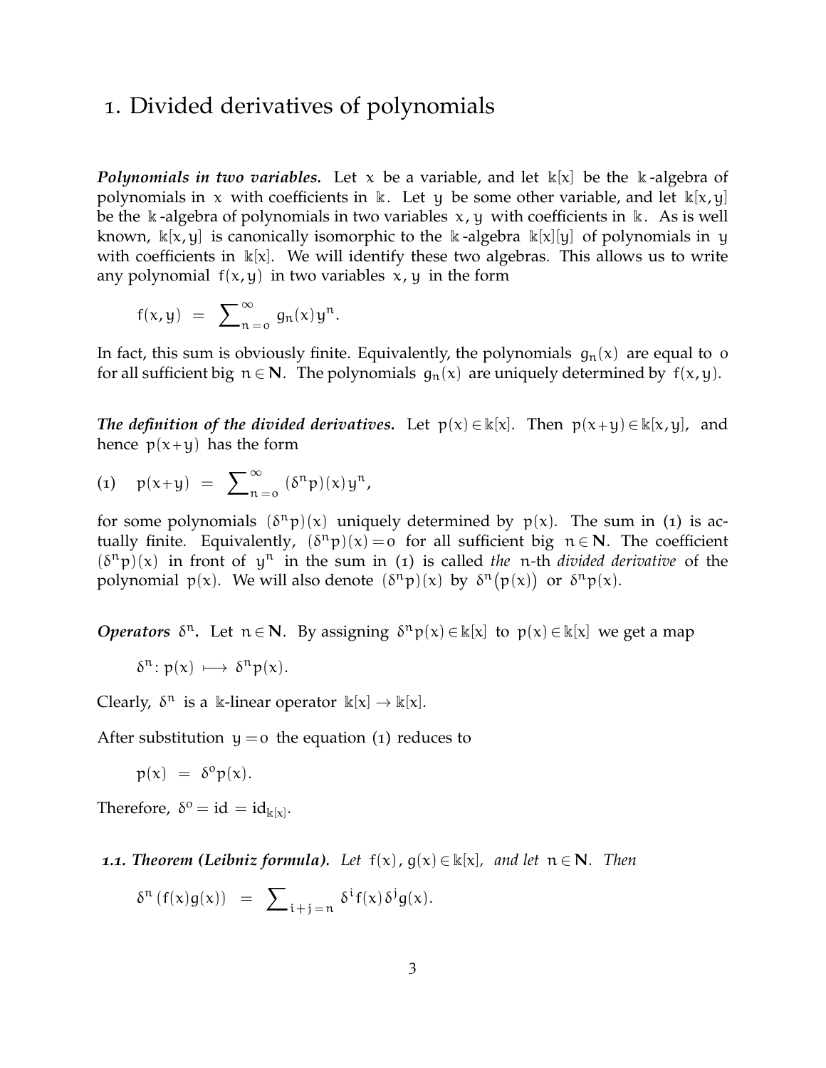# 1. Divided derivatives of polynomials

***Polynomials in two variables.*** Let $x$ be a variable, and let $\mathbb{k}[x]$ be the $\mathbb{k}$-algebra of polynomials in $x$ with coefficients in $\mathbb{k}$. Let $y$ be some other variable, and let $\mathbb{k}[x, y]$ be the $\mathbb{k}$-algebra of polynomials in two variables $x, y$ with coefficients in $\mathbb{k}$. As is well known, $\mathbb{k}[x, y]$ is canonically isomorphic to the $\mathbb{k}$-algebra $\mathbb{k}[x][y]$ of polynomials in $y$ with coefficients in $\mathbb{k}[x]$. We will identify these two algebras. This allows us to write any polynomial $f(x, y)$ in two variables $x, y$ in the form

$$f(x, y) \;=\; \sum\nolimits_{n=0}^{\infty} g_n(x)\, y^n.$$

In fact, this sum is obviously finite. Equivalently, the polynomials $g_n(x)$ are equal to $0$ for all sufficient big $n \in \mathbf{N}$. The polynomials $g_n(x)$ are uniquely determined by $f(x, y)$.

***The definition of the divided derivatives.*** Let $p(x) \in \mathbb{k}[x]$. Then $p(x+y) \in \mathbb{k}[x, y]$, and hence $p(x+y)$ has the form

$$(1) \quad p(x+y) \;=\; \sum\nolimits_{n=0}^{\infty} (\delta^n p)(x)\, y^n,$$

for some polynomials $(\delta^n p)(x)$ uniquely determined by $p(x)$. The sum in (1) is actually finite. Equivalently, $(\delta^n p)(x) = 0$ for all sufficient big $n \in \mathbf{N}$. The coefficient $(\delta^n p)(x)$ in front of $y^n$ in the sum in (1) is called *the* $n$-th *divided derivative* of the polynomial $p(x)$. We will also denote $(\delta^n p)(x)$ by $\delta^n\big(p(x)\big)$ or $\delta^n p(x)$.

***Operators*** $\delta^n$***.*** Let $n \in \mathbf{N}$. By assigning $\delta^n p(x) \in \mathbb{k}[x]$ to $p(x) \in \mathbb{k}[x]$ we get a map

$$\delta^n \colon p(x) \longmapsto \delta^n p(x).$$

Clearly, $\delta^n$ is a $\mathbb{k}$-linear operator $\mathbb{k}[x] \to \mathbb{k}[x]$.

After substitution $y = 0$ the equation (1) reduces to

$$p(x) \;=\; \delta^0 p(x).$$

Therefore, $\delta^0 = \mathrm{id} = \mathrm{id}_{\mathbb{k}[x]}$.

***1.1. Theorem (Leibniz formula).*** *Let* $f(x), g(x) \in \mathbb{k}[x]$, *and let* $n \in \mathbf{N}$. *Then*

$$\delta^n\left(f(x)g(x)\right) \;=\; \sum\nolimits_{i+j=n} \delta^i f(x)\, \delta^j g(x).$$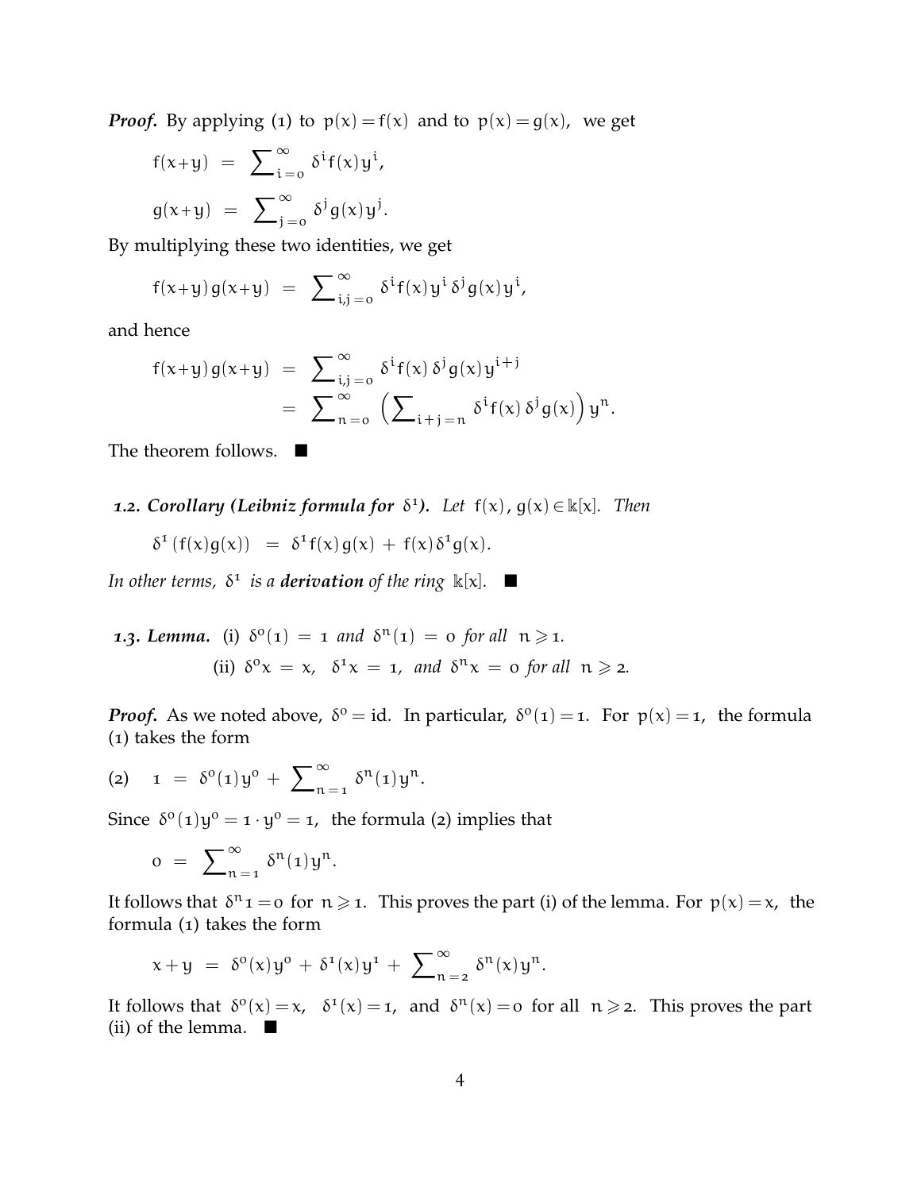***Proof.*** By applying (1) to $p(x) = f(x)$ and to $p(x) = g(x)$, we get

$$f(x+y) \;=\; \sum\nolimits_{i=0}^{\infty} \delta^i f(x)\, y^i,$$

$$g(x+y) \;=\; \sum\nolimits_{j=0}^{\infty} \delta^j g(x)\, y^j.$$

By multiplying these two identities, we get

$$f(x+y)\, g(x+y) \;=\; \sum\nolimits_{i,j=0}^{\infty} \delta^i f(x)\, y^i\, \delta^j g(x)\, y^i,$$

and hence

$$\begin{aligned} f(x+y)\, g(x+y) \;&=\; \sum\nolimits_{i,j=0}^{\infty} \delta^i f(x)\, \delta^j g(x)\, y^{i+j} \\ &=\; \sum\nolimits_{n=0}^{\infty} \Big( \sum\nolimits_{i+j=n} \delta^i f(x)\, \delta^j g(x) \Big)\, y^n. \end{aligned}$$

The theorem follows. ■

***1.2. Corollary (Leibniz formula for $\delta^1$).*** *Let $f(x), g(x) \in \Bbbk[x]$. Then*

$$\delta^1 \left( f(x) g(x) \right) \;=\; \delta^1 f(x)\, g(x) \;+\; f(x)\, \delta^1 g(x).$$

*In other terms, $\delta^1$ is a **derivation** of the ring $\Bbbk[x]$.* ■

***1.3. Lemma.*** (i) $\delta^0(1) = 1$ *and* $\delta^n(1) = 0$ *for all* $n \geqslant 1$.

(ii) $\delta^0 x = x$, $\delta^1 x = 1$, *and* $\delta^n x = 0$ *for all* $n \geqslant 2$.

***Proof.*** As we noted above, $\delta^0 = \mathrm{id}$. In particular, $\delta^0(1) = 1$. For $p(x) = 1$, the formula (1) takes the form

$$(2) \quad 1 \;=\; \delta^0(1)\, y^0 \;+\; \sum\nolimits_{n=1}^{\infty} \delta^n(1)\, y^n.$$

Since $\delta^0(1) y^0 = 1 \cdot y^0 = 1$, the formula (2) implies that

$$0 \;=\; \sum\nolimits_{n=1}^{\infty} \delta^n(1)\, y^n.$$

It follows that $\delta^n 1 = 0$ for $n \geqslant 1$. This proves the part (i) of the lemma. For $p(x) = x$, the formula (1) takes the form

$$x + y \;=\; \delta^0(x)\, y^0 \;+\; \delta^1(x)\, y^1 \;+\; \sum\nolimits_{n=2}^{\infty} \delta^n(x)\, y^n.$$

It follows that $\delta^0(x) = x$, $\delta^1(x) = 1$, and $\delta^n(x) = 0$ for all $n \geqslant 2$. This proves the part (ii) of the lemma. ■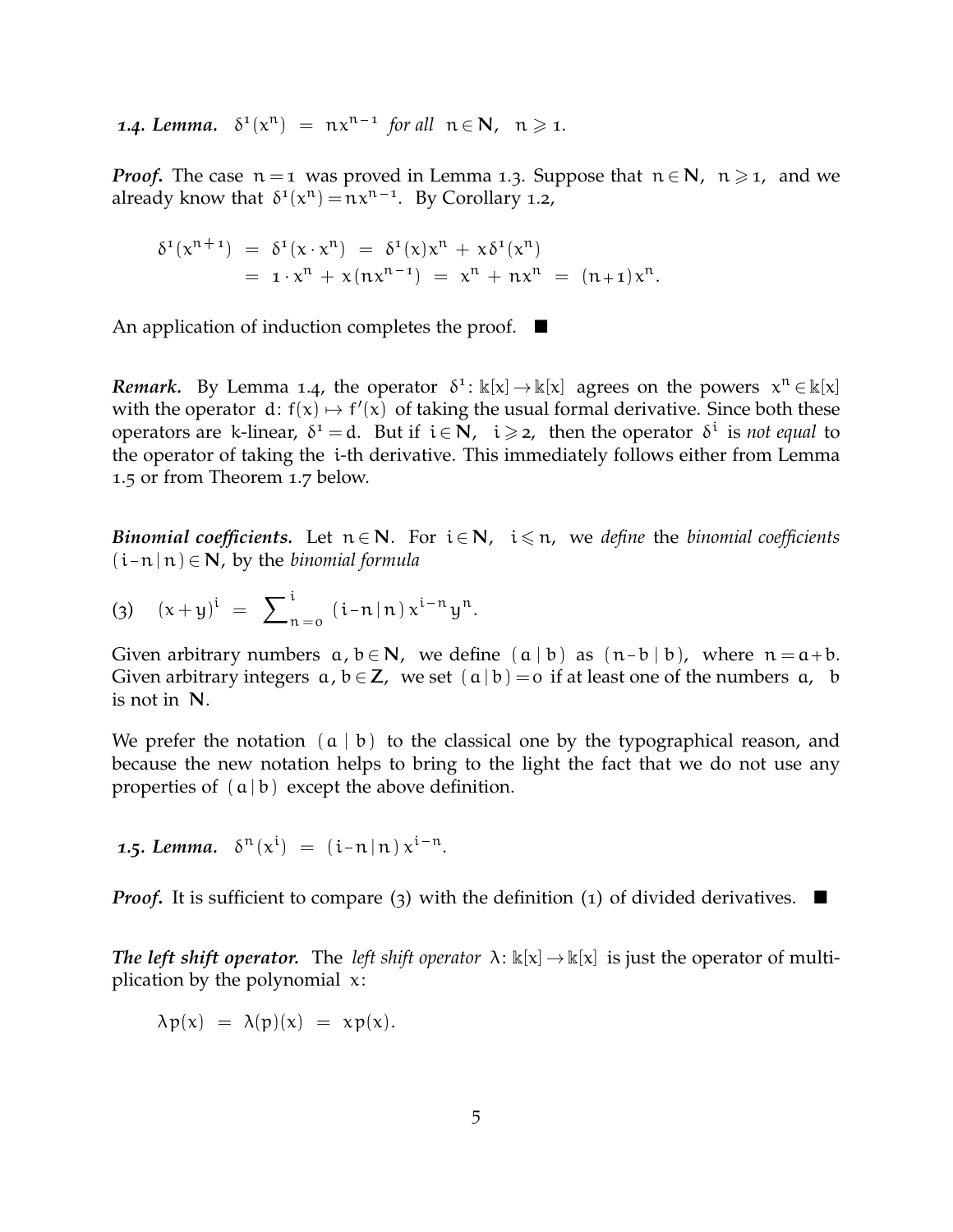***1.4. Lemma.*** $\delta^1(x^n) = nx^{n-1}$ *for all* $n \in \mathbf{N}$, $n \geqslant 1$.

***Proof.*** The case $n = 1$ was proved in Lemma 1.3. Suppose that $n \in \mathbf{N}$, $n \geqslant 1$, and we already know that $\delta^1(x^n) = nx^{n-1}$. By Corollary 1.2,

$$\begin{aligned}\delta^1(x^{n+1}) &= \delta^1(x \cdot x^n) = \delta^1(x)x^n + x\delta^1(x^n) \\ &= 1 \cdot x^n + x(nx^{n-1}) = x^n + nx^n = (n+1)x^n.\end{aligned}$$

An application of induction completes the proof. ■

***Remark.*** By Lemma 1.4, the operator $\delta^1 \colon \Bbbk[x] \to \Bbbk[x]$ agrees on the powers $x^n \in \Bbbk[x]$ with the operator $d \colon f(x) \mapsto f'(x)$ of taking the usual formal derivative. Since both these operators are $k$-linear, $\delta^1 = d$. But if $i \in \mathbf{N}$, $i \geqslant 2$, then the operator $\delta^i$ is *not equal* to the operator of taking the $i$-th derivative. This immediately follows either from Lemma 1.5 or from Theorem 1.7 below.

***Binomial coefficients.*** Let $n \in \mathbf{N}$. For $i \in \mathbf{N}$, $i \leqslant n$, we *define* the *binomial coefficients* $(i-n \,|\, n) \in \mathbf{N}$, by the *binomial formula*

$$(3) \quad (x+y)^i = \sum\nolimits_{n=0}^{i} (i-n \,|\, n)\, x^{i-n} y^n.$$

Given arbitrary numbers $a, b \in \mathbf{N}$, we define $(a \,|\, b)$ as $(n-b \,|\, b)$, where $n = a+b$. Given arbitrary integers $a, b \in \mathbf{Z}$, we set $(a \,|\, b) = 0$ if at least one of the numbers $a$, $b$ is not in $\mathbf{N}$.

We prefer the notation $(a \,|\, b)$ to the classical one by the typographical reason, and because the new notation helps to bring to the light the fact that we do not use any properties of $(a \,|\, b)$ except the above definition.

***1.5. Lemma.*** $\delta^n(x^i) = (i-n \,|\, n)\, x^{i-n}$.

***Proof.*** It is sufficient to compare (3) with the definition (1) of divided derivatives. ■

***The left shift operator.*** The *left shift operator* $\lambda \colon \Bbbk[x] \to \Bbbk[x]$ is just the operator of multiplication by the polynomial $x$:

$$\lambda p(x) = \lambda(p)(x) = xp(x).$$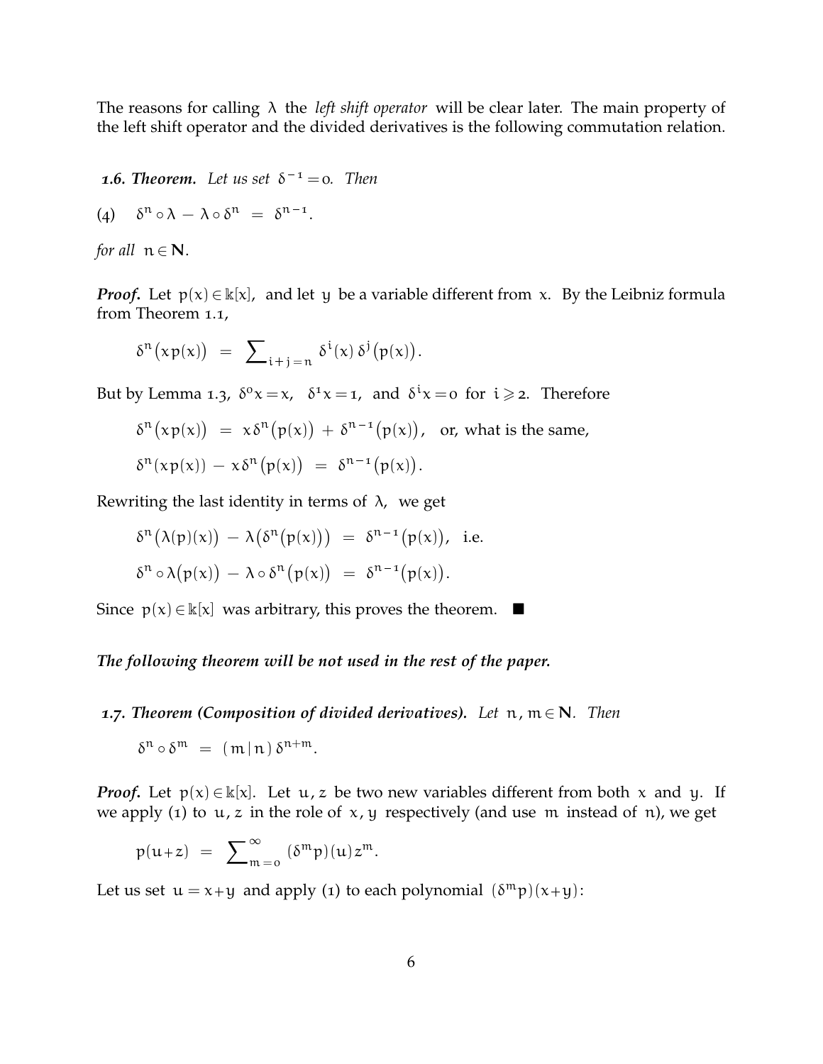The reasons for calling $\lambda$ the *left shift operator* will be clear later. The main property of the left shift operator and the divided derivatives is the following commutation relation.

***1.6. Theorem.*** *Let us set* $\delta^{-1} = 0$. *Then*

$$(4) \quad \delta^n \circ \lambda - \lambda \circ \delta^n = \delta^{n-1}.$$

*for all* $n \in \mathbf{N}$.

***Proof.*** Let $p(x) \in \Bbbk[x]$, and let $y$ be a variable different from $x$. By the Leibniz formula from Theorem 1.1,

$$\delta^n\big(x\,p(x)\big) = \sum\nolimits_{i+j=n} \delta^i(x)\,\delta^j\big(p(x)\big).$$

But by Lemma 1.3, $\delta^0 x = x$, $\delta^1 x = 1$, and $\delta^i x = 0$ for $i \geqslant 2$. Therefore

$$\delta^n\big(x\,p(x)\big) = x\,\delta^n\big(p(x)\big) + \delta^{n-1}\big(p(x)\big), \quad \text{or, what is the same,}$$

$$\delta^n(x\,p(x)) - x\,\delta^n\big(p(x)\big) = \delta^{n-1}\big(p(x)\big).$$

Rewriting the last identity in terms of $\lambda$, we get

$$\delta^n\big(\lambda(p)(x)\big) - \lambda\big(\delta^n\big(p(x)\big)\big) = \delta^{n-1}\big(p(x)\big), \quad \text{i.e.}$$

$$\delta^n \circ \lambda\big(p(x)\big) - \lambda \circ \delta^n\big(p(x)\big) = \delta^{n-1}\big(p(x)\big).$$

Since $p(x) \in \Bbbk[x]$ was arbitrary, this proves the theorem. ■

***The following theorem will be not used in the rest of the paper.***

***1.7. Theorem (Composition of divided derivatives).*** *Let* $n, m \in \mathbf{N}$. *Then*

$$\delta^n \circ \delta^m = (\,m \,|\, n\,)\,\delta^{n+m}.$$

***Proof.*** Let $p(x) \in \Bbbk[x]$. Let $u, z$ be two new variables different from both $x$ and $y$. If we apply (1) to $u, z$ in the role of $x, y$ respectively (and use $m$ instead of $n$), we get

$$p(u+z) = \sum\nolimits_{m=0}^{\infty} (\delta^m p)(u)\,z^m.$$

Let us set $u = x+y$ and apply (1) to each polynomial $(\delta^m p)(x+y)$: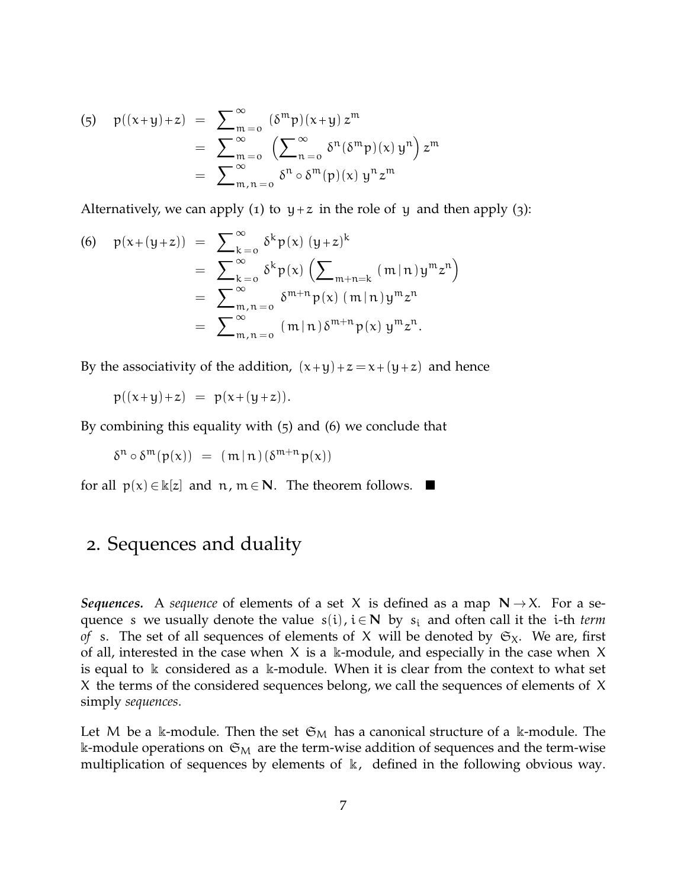$$
\begin{aligned}
(5)\quad p((x+y)+z) \;&=\; \sum_{m=0}^{\infty} (\delta^m p)(x+y)\, z^m \\
&=\; \sum_{m=0}^{\infty} \left( \sum_{n=0}^{\infty} \delta^n (\delta^m p)(x)\, y^n \right) z^m \\
&=\; \sum_{m,n=0}^{\infty} \delta^n \circ \delta^m (p)(x)\; y^n z^m
\end{aligned}
$$

Alternatively, we can apply (1) to $y+z$ in the role of $y$ and then apply (3):

$$
\begin{aligned}
(6)\quad p(x+(y+z)) \;&=\; \sum_{k=0}^{\infty} \delta^k p(x)\; (y+z)^k \\
&=\; \sum_{k=0}^{\infty} \delta^k p(x) \left( \sum_{m+n=k} (\, m \,|\, n\,) y^m z^n \right) \\
&=\; \sum_{m,n=0}^{\infty} \delta^{m+n} p(x)\; (\, m \,|\, n\,) y^m z^n \\
&=\; \sum_{m,n=0}^{\infty} (\, m \,|\, n\,) \delta^{m+n} p(x)\; y^m z^n .
\end{aligned}
$$

By the associativity of the addition, $(x+y)+z = x+(y+z)$ and hence

$$
p((x+y)+z) \;=\; p(x+(y+z)).
$$

By combining this equality with (5) and (6) we conclude that

$$
\delta^n \circ \delta^m (p(x)) \;=\; (\, m \,|\, n\,) (\delta^{m+n} p(x))
$$

for all $p(x) \in \Bbbk[z]$ and $n, m \in \mathbf{N}$. The theorem follows. ■

## 2. Sequences and duality

***Sequences.*** A *sequence* of elements of a set $X$ is defined as a map $\mathbf{N} \to X$. For a sequence $s$ we usually denote the value $s(i), i \in \mathbf{N}$ by $s_i$ and often call it the $i$-th *term of* $s$. The set of all sequences of elements of $X$ will be denoted by $\mathfrak{S}_X$. We are, first of all, interested in the case when $X$ is a $\Bbbk$-module, and especially in the case when $X$ is equal to $\Bbbk$ considered as a $\Bbbk$-module. When it is clear from the context to what set $X$ the terms of the considered sequences belong, we call the sequences of elements of $X$ simply *sequences*.

Let $M$ be a $\Bbbk$-module. Then the set $\mathfrak{S}_M$ has a canonical structure of a $\Bbbk$-module. The $\Bbbk$-module operations on $\mathfrak{S}_M$ are the term-wise addition of sequences and the term-wise multiplication of sequences by elements of $\Bbbk$, defined in the following obvious way.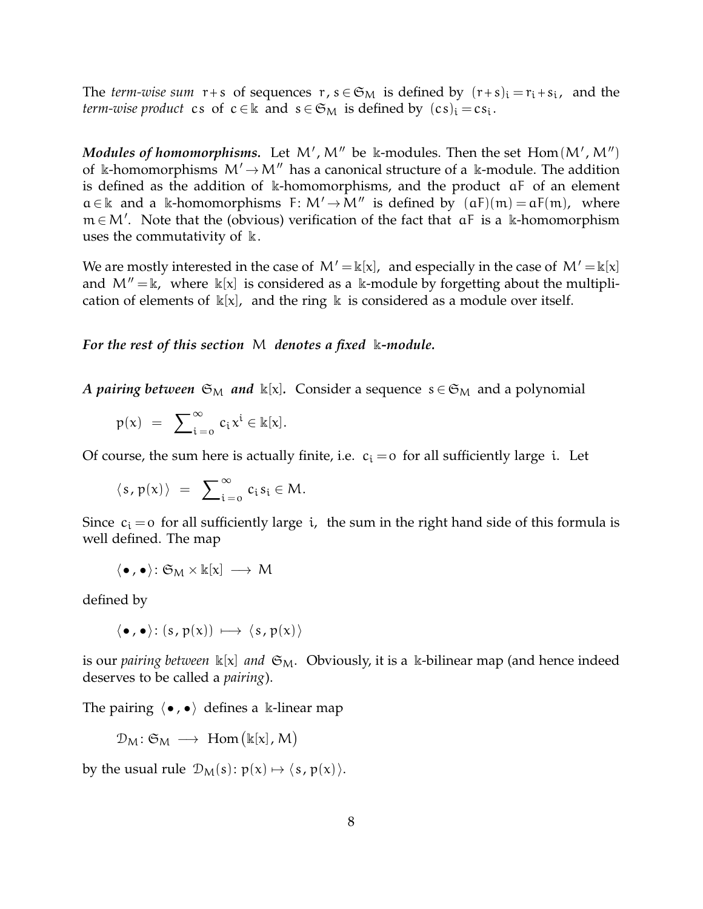The *term-wise sum* $r+s$ of sequences $r, s \in \mathfrak{S}_M$ is defined by $(r+s)_i = r_i + s_i$, and the *term-wise product* $cs$ of $c \in \Bbbk$ and $s \in \mathfrak{S}_M$ is defined by $(cs)_i = cs_i$.

***Modules of homomorphisms.*** Let $M', M''$ be $\Bbbk$-modules. Then the set $\operatorname{Hom}(M', M'')$ of $\Bbbk$-homomorphisms $M' \to M''$ has a canonical structure of a $\Bbbk$-module. The addition is defined as the addition of $\Bbbk$-homomorphisms, and the product $aF$ of an element $a \in \Bbbk$ and a $\Bbbk$-homomorphisms $F\colon M' \to M''$ is defined by $(aF)(m) = aF(m)$, where $m \in M'$. Note that the (obvious) verification of the fact that $aF$ is a $\Bbbk$-homomorphism uses the commutativity of $\Bbbk$.

We are mostly interested in the case of $M' = \Bbbk[x]$, and especially in the case of $M' = \Bbbk[x]$ and $M'' = \Bbbk$, where $\Bbbk[x]$ is considered as a $\Bbbk$-module by forgetting about the multiplication of elements of $\Bbbk[x]$, and the ring $\Bbbk$ is considered as a module over itself.

***For the rest of this section*** $M$ ***denotes a fixed*** $\Bbbk$***-module.***

***A pairing between*** $\mathfrak{S}_M$ ***and*** $\Bbbk[x]$***.*** Consider a sequence $s \in \mathfrak{S}_M$ and a polynomial

$$p(x) \;=\; \sum\nolimits_{i=0}^{\infty} c_i x^i \in \Bbbk[x].$$

Of course, the sum here is actually finite, i.e. $c_i = 0$ for all sufficiently large $i$. Let

$$\langle s, p(x) \rangle \;=\; \sum\nolimits_{i=0}^{\infty} c_i s_i \in M.$$

Since $c_i = 0$ for all sufficiently large $i$, the sum in the right hand side of this formula is well defined. The map

$$\langle \bullet, \bullet \rangle\colon \mathfrak{S}_M \times \Bbbk[x] \longrightarrow M$$

defined by

$$\langle \bullet, \bullet \rangle\colon (s, p(x)) \longmapsto \langle s, p(x) \rangle$$

is our *pairing between* $\Bbbk[x]$ *and* $\mathfrak{S}_M$. Obviously, it is a $\Bbbk$-bilinear map (and hence indeed deserves to be called a *pairing*).

The pairing $\langle \bullet, \bullet \rangle$ defines a $\Bbbk$-linear map

$$\mathcal{D}_M\colon \mathfrak{S}_M \longrightarrow \operatorname{Hom}\big(\Bbbk[x], M\big)$$

by the usual rule $\mathcal{D}_M(s)\colon p(x) \mapsto \langle s, p(x) \rangle$.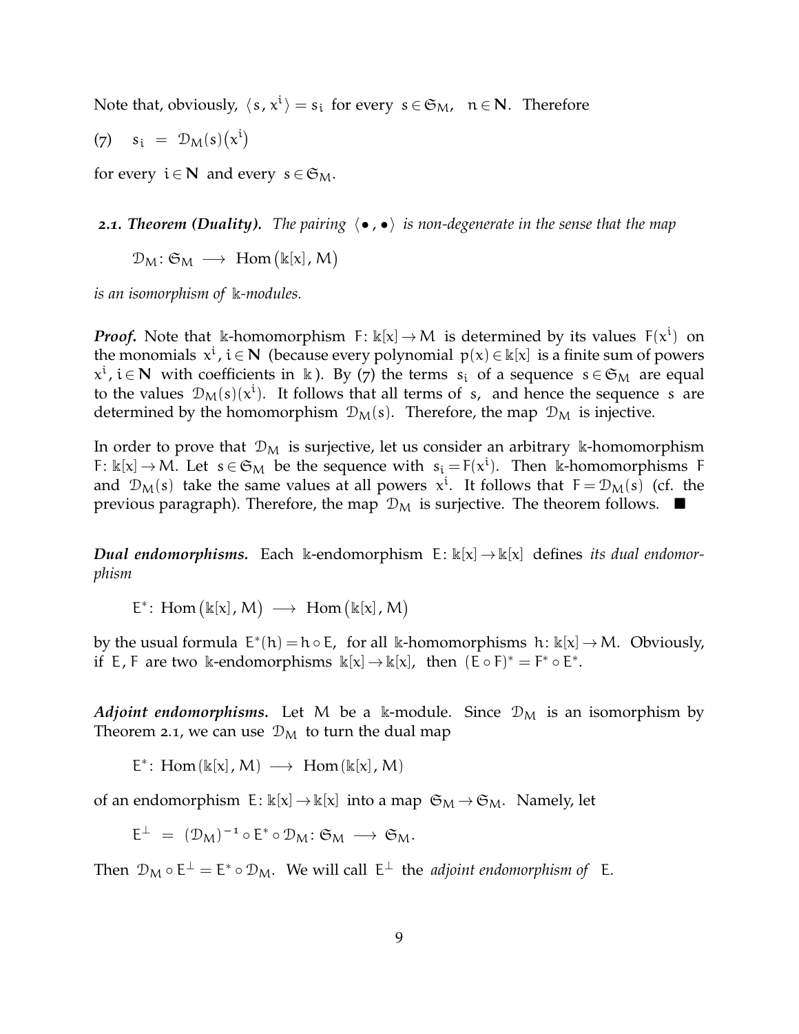Note that, obviously, $\langle s, x^i \rangle = s_i$ for every $s \in \mathfrak{S}_M$, $n \in \mathbf{N}$. Therefore

$$(7) \quad s_i \;=\; \mathcal{D}_M(s)\big(x^i\big)$$

for every $i \in \mathbf{N}$ and every $s \in \mathfrak{S}_M$.

***2.1. Theorem (Duality).*** *The pairing $\langle \bullet , \bullet \rangle$ is non-degenerate in the sense that the map*

$$\mathcal{D}_M \colon \mathfrak{S}_M \longrightarrow \operatorname{Hom}\big(\Bbbk[x], M\big)$$

*is an isomorphism of $\Bbbk$-modules.*

***Proof.*** Note that $\Bbbk$-homomorphism $F \colon \Bbbk[x] \to M$ is determined by its values $F(x^i)$ on the monomials $x^i$, $i \in \mathbf{N}$ (because every polynomial $p(x) \in \Bbbk[x]$ is a finite sum of powers $x^i$, $i \in \mathbf{N}$ with coefficients in $\Bbbk$). By (7) the terms $s_i$ of a sequence $s \in \mathfrak{S}_M$ are equal to the values $\mathcal{D}_M(s)(x^i)$. It follows that all terms of $s$, and hence the sequence $s$ are determined by the homomorphism $\mathcal{D}_M(s)$. Therefore, the map $\mathcal{D}_M$ is injective.

In order to prove that $\mathcal{D}_M$ is surjective, let us consider an arbitrary $\Bbbk$-homomorphism $F \colon \Bbbk[x] \to M$. Let $s \in \mathfrak{S}_M$ be the sequence with $s_i = F(x^i)$. Then $\Bbbk$-homomorphisms $F$ and $\mathcal{D}_M(s)$ take the same values at all powers $x^i$. It follows that $F = \mathcal{D}_M(s)$ (cf. the previous paragraph). Therefore, the map $\mathcal{D}_M$ is surjective. The theorem follows. $\blacksquare$

***Dual endomorphisms.*** Each $\Bbbk$-endomorphism $E \colon \Bbbk[x] \to \Bbbk[x]$ defines *its dual endomorphism*

$$E^* \colon \operatorname{Hom}\big(\Bbbk[x], M\big) \longrightarrow \operatorname{Hom}\big(\Bbbk[x], M\big)$$

by the usual formula $E^*(h) = h \circ E$, for all $\Bbbk$-homomorphisms $h \colon \Bbbk[x] \to M$. Obviously, if $E$, $F$ are two $\Bbbk$-endomorphisms $\Bbbk[x] \to \Bbbk[x]$, then $(E \circ F)^* = F^* \circ E^*$.

***Adjoint endomorphisms.*** Let $M$ be a $\Bbbk$-module. Since $\mathcal{D}_M$ is an isomorphism by Theorem 2.1, we can use $\mathcal{D}_M$ to turn the dual map

$$E^* \colon \operatorname{Hom}(\Bbbk[x], M) \longrightarrow \operatorname{Hom}(\Bbbk[x], M)$$

of an endomorphism $E \colon \Bbbk[x] \to \Bbbk[x]$ into a map $\mathfrak{S}_M \to \mathfrak{S}_M$. Namely, let

$$E^{\perp} \;=\; (\mathcal{D}_M)^{-1} \circ E^* \circ \mathcal{D}_M \colon \mathfrak{S}_M \longrightarrow \mathfrak{S}_M .$$

Then $\mathcal{D}_M \circ E^{\perp} = E^* \circ \mathcal{D}_M$. We will call $E^{\perp}$ the *adjoint endomorphism of* $E$.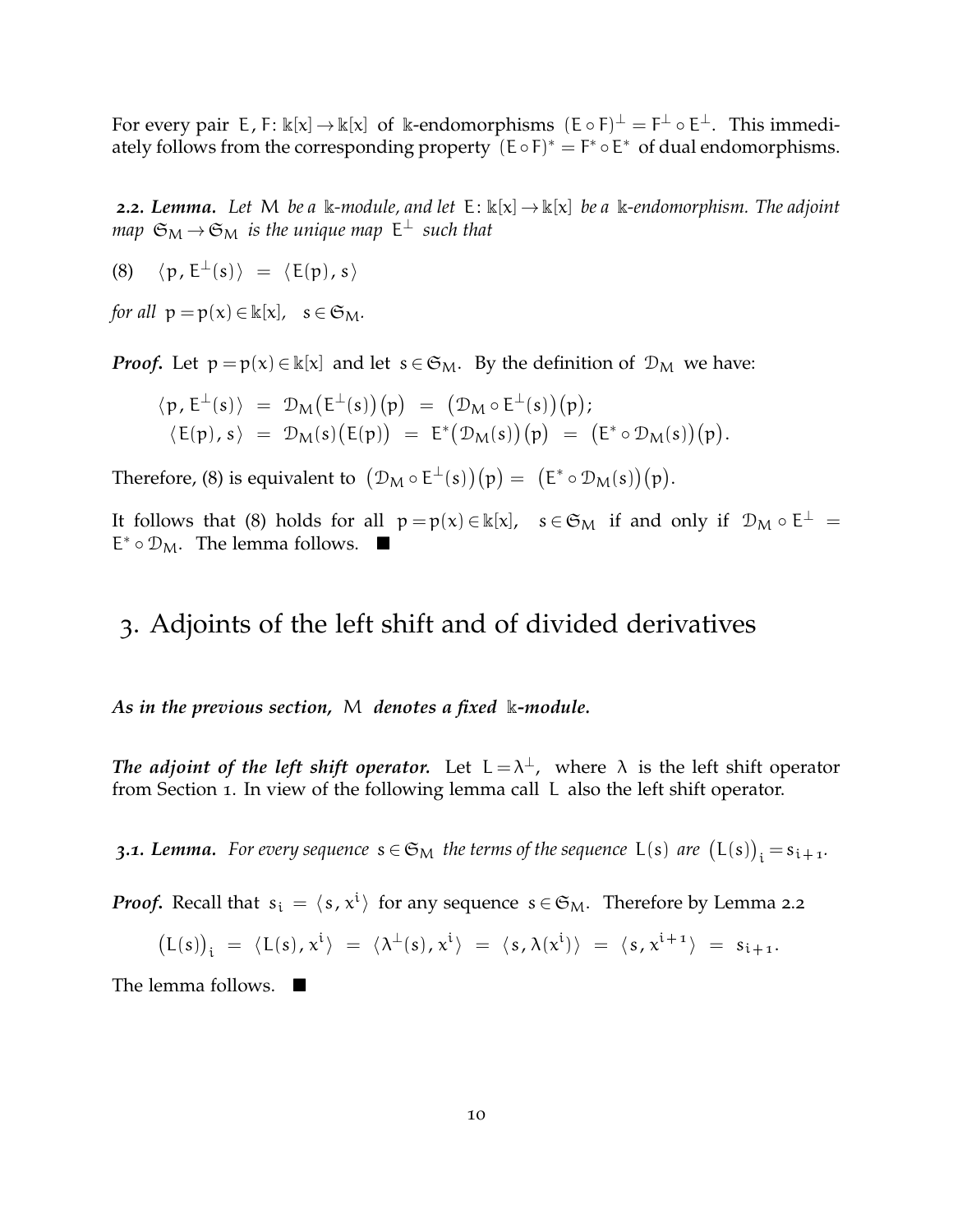For every pair $E, F \colon \Bbbk[x] \to \Bbbk[x]$ of $\Bbbk$-endomorphisms $(E \circ F)^{\perp} = F^{\perp} \circ E^{\perp}$. This immediately follows from the corresponding property $(E \circ F)^{*} = F^{*} \circ E^{*}$ of dual endomorphisms.

***2.2. Lemma.*** *Let* $M$ *be a* $\Bbbk$*-module, and let* $E \colon \Bbbk[x] \to \Bbbk[x]$ *be a* $\Bbbk$*-endomorphism. The adjoint map* $\mathfrak{S}_M \to \mathfrak{S}_M$ *is the unique map* $E^{\perp}$ *such that*

$$(8) \quad \langle p, E^{\perp}(s) \rangle \ = \ \langle E(p), s \rangle$$

*for all* $p = p(x) \in \Bbbk[x], \quad s \in \mathfrak{S}_M$.

***Proof.*** Let $p = p(x) \in \Bbbk[x]$ and let $s \in \mathfrak{S}_M$. By the definition of $\mathcal{D}_M$ we have:

$$\langle p, E^{\perp}(s) \rangle \ = \ \mathcal{D}_M\big(E^{\perp}(s)\big)(p) \ = \ \big(\mathcal{D}_M \circ E^{\perp}(s)\big)(p);$$
$$\langle E(p), s \rangle \ = \ \mathcal{D}_M(s)\big(E(p)\big) \ = \ E^{*}\big(\mathcal{D}_M(s)\big)(p) \ = \ \big(E^{*} \circ \mathcal{D}_M(s)\big)(p).$$

Therefore, (8) is equivalent to $\big(\mathcal{D}_M \circ E^{\perp}(s)\big)(p) = \big(E^{*} \circ \mathcal{D}_M(s)\big)(p)$.

It follows that (8) holds for all $p = p(x) \in \Bbbk[x], \quad s \in \mathfrak{S}_M$ if and only if $\mathcal{D}_M \circ E^{\perp} = E^{*} \circ \mathcal{D}_M$. The lemma follows. ■

# 3. Adjoints of the left shift and of divided derivatives

***As in the previous section,*** $M$ ***denotes a fixed*** $\Bbbk$***-module.***

***The adjoint of the left shift operator.*** Let $L = \lambda^{\perp}$, where $\lambda$ is the left shift operator from Section 1. In view of the following lemma call $L$ also the left shift operator.

***3.1. Lemma.*** *For every sequence* $s \in \mathfrak{S}_M$ *the terms of the sequence* $L(s)$ *are* $\big(L(s)\big)_i = s_{i+1}$.

***Proof.*** Recall that $s_i = \langle s, x^i \rangle$ for any sequence $s \in \mathfrak{S}_M$. Therefore by Lemma 2.2

$$\big(L(s)\big)_i \ = \ \langle L(s), x^i \rangle \ = \ \langle \lambda^{\perp}(s), x^i \rangle \ = \ \langle s, \lambda(x^i) \rangle \ = \ \langle s, x^{i+1} \rangle \ = \ s_{i+1}.$$

The lemma follows. ■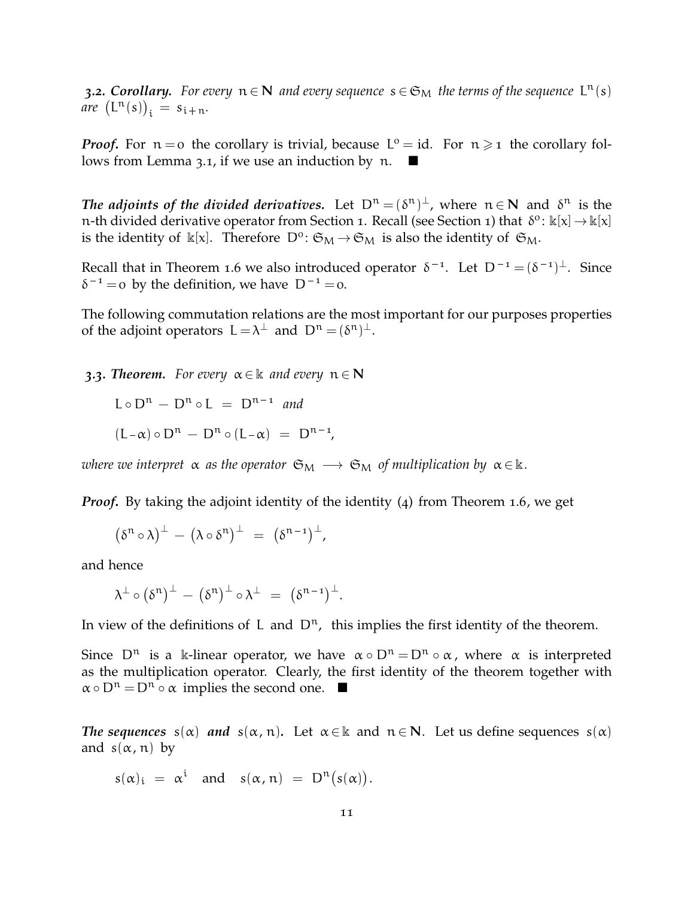***3.2. Corollary.*** *For every* $n \in \mathbf{N}$ *and every sequence* $s \in \mathfrak{S}_M$ *the terms of the sequence* $L^n(s)$ *are* $\left(L^n(s)\right)_i = s_{i+n}$.

***Proof.*** For $n = 0$ the corollary is trivial, because $L^0 = \mathrm{id}$. For $n \geqslant 1$ the corollary follows from Lemma 3.1, if we use an induction by $n$. ■

***The adjoints of the divided derivatives.*** Let $D^n = (\delta^n)^\perp$, where $n \in \mathbf{N}$ and $\delta^n$ is the $n$-th divided derivative operator from Section 1. Recall (see Section 1) that $\delta^0 \colon \Bbbk[x] \to \Bbbk[x]$ is the identity of $\Bbbk[x]$. Therefore $D^0 \colon \mathfrak{S}_M \to \mathfrak{S}_M$ is also the identity of $\mathfrak{S}_M$.

Recall that in Theorem 1.6 we also introduced operator $\delta^{-1}$. Let $D^{-1} = (\delta^{-1})^\perp$. Since $\delta^{-1} = 0$ by the definition, we have $D^{-1} = 0$.

The following commutation relations are the most important for our purposes properties of the adjoint operators $L = \lambda^\perp$ and $D^n = (\delta^n)^\perp$.

***3.3. Theorem.*** *For every* $\alpha \in \Bbbk$ *and every* $n \in \mathbf{N}$

$$L \circ D^n - D^n \circ L = D^{n-1} \quad \textit{and}$$

$$(L - \alpha) \circ D^n - D^n \circ (L - \alpha) = D^{n-1},$$

*where we interpret* $\alpha$ *as the operator* $\mathfrak{S}_M \longrightarrow \mathfrak{S}_M$ *of multiplication by* $\alpha \in \Bbbk$.

***Proof.*** By taking the adjoint identity of the identity (4) from Theorem 1.6, we get

$$\left(\delta^n \circ \lambda\right)^\perp - \left(\lambda \circ \delta^n\right)^\perp = \left(\delta^{n-1}\right)^\perp,$$

and hence

$$\lambda^\perp \circ \left(\delta^n\right)^\perp - \left(\delta^n\right)^\perp \circ \lambda^\perp = \left(\delta^{n-1}\right)^\perp.$$

In view of the definitions of $L$ and $D^n$, this implies the first identity of the theorem.

Since $D^n$ is a $\Bbbk$-linear operator, we have $\alpha \circ D^n = D^n \circ \alpha$, where $\alpha$ is interpreted as the multiplication operator. Clearly, the first identity of the theorem together with $\alpha \circ D^n = D^n \circ \alpha$ implies the second one. ■

***The sequences*** $s(\alpha)$ ***and*** $s(\alpha, n)$. Let $\alpha \in \Bbbk$ and $n \in \mathbf{N}$. Let us define sequences $s(\alpha)$ and $s(\alpha, n)$ by

$$s(\alpha)_i = \alpha^i \quad \text{and} \quad s(\alpha, n) = D^n\big(s(\alpha)\big).$$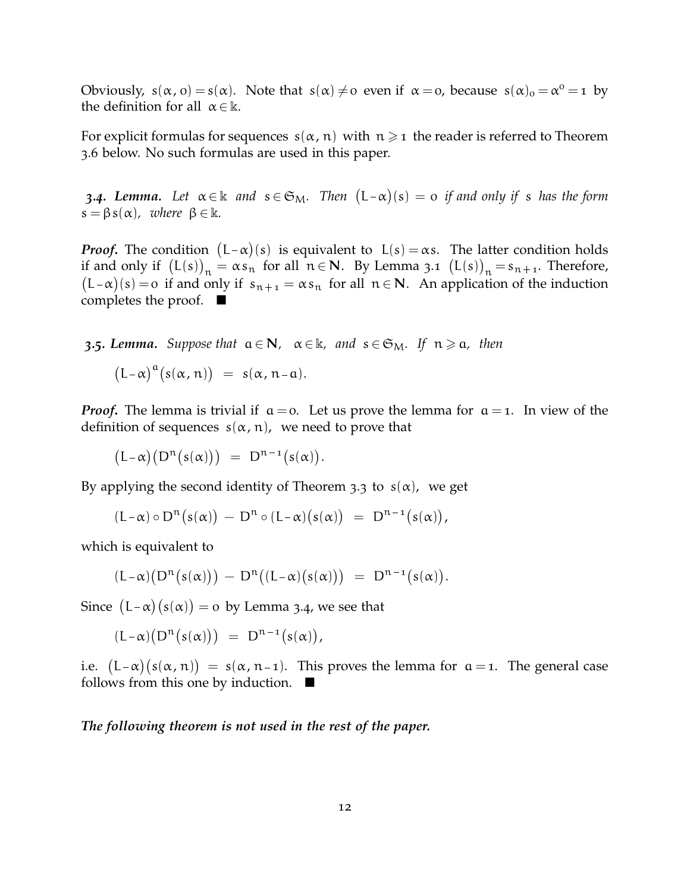Obviously, $s(\alpha, 0) = s(\alpha)$. Note that $s(\alpha) \neq 0$ even if $\alpha = 0$, because $s(\alpha)_0 = \alpha^0 = 1$ by the definition for all $\alpha \in \Bbbk$.

For explicit formulas for sequences $s(\alpha, n)$ with $n \geqslant 1$ the reader is referred to Theorem 3.6 below. No such formulas are used in this paper.

***3.4. Lemma.*** *Let $\alpha \in \Bbbk$ and $s \in \mathfrak{S}_M$. Then $(L - \alpha)(s) = 0$ if and only if $s$ has the form $s = \beta\, s(\alpha)$, where $\beta \in \Bbbk$.*

***Proof.*** The condition $(L - \alpha)(s)$ is equivalent to $L(s) = \alpha s$. The latter condition holds if and only if $\big(L(s)\big)_n = \alpha s_n$ for all $n \in \mathbf{N}$. By Lemma 3.1 $\big(L(s)\big)_n = s_{n+1}$. Therefore, $(L - \alpha)(s) = 0$ if and only if $s_{n+1} = \alpha s_n$ for all $n \in \mathbf{N}$. An application of the induction completes the proof. $\blacksquare$

***3.5. Lemma.*** *Suppose that $a \in \mathbf{N}$, $\alpha \in \Bbbk$, and $s \in \mathfrak{S}_M$. If $n \geqslant a$, then*

$$\big(L - \alpha\big)^a\big(s(\alpha, n)\big) \;=\; s(\alpha, n - a).$$

***Proof.*** The lemma is trivial if $a = 0$. Let us prove the lemma for $a = 1$. In view of the definition of sequences $s(\alpha, n)$, we need to prove that

$$\big(L - \alpha\big)\big(D^n\big(s(\alpha)\big)\big) \;=\; D^{n-1}\big(s(\alpha)\big).$$

By applying the second identity of Theorem 3.3 to $s(\alpha)$, we get

$$(L - \alpha) \circ D^n\big(s(\alpha)\big) \;-\; D^n \circ (L - \alpha)\big(s(\alpha)\big) \;=\; D^{n-1}\big(s(\alpha)\big),$$

which is equivalent to

$$(L - \alpha)\big(D^n\big(s(\alpha)\big)\big) \;-\; D^n\big((L - \alpha)\big(s(\alpha)\big)\big) \;=\; D^{n-1}\big(s(\alpha)\big).$$

Since $(L - \alpha)\big(s(\alpha)\big) = 0$ by Lemma 3.4, we see that

$$(L - \alpha)\big(D^n\big(s(\alpha)\big)\big) \;=\; D^{n-1}\big(s(\alpha)\big),$$

i.e. $(L - \alpha)\big(s(\alpha, n)\big) \;=\; s(\alpha, n - 1)$. This proves the lemma for $a = 1$. The general case follows from this one by induction. $\blacksquare$

***The following theorem is not used in the rest of the paper.***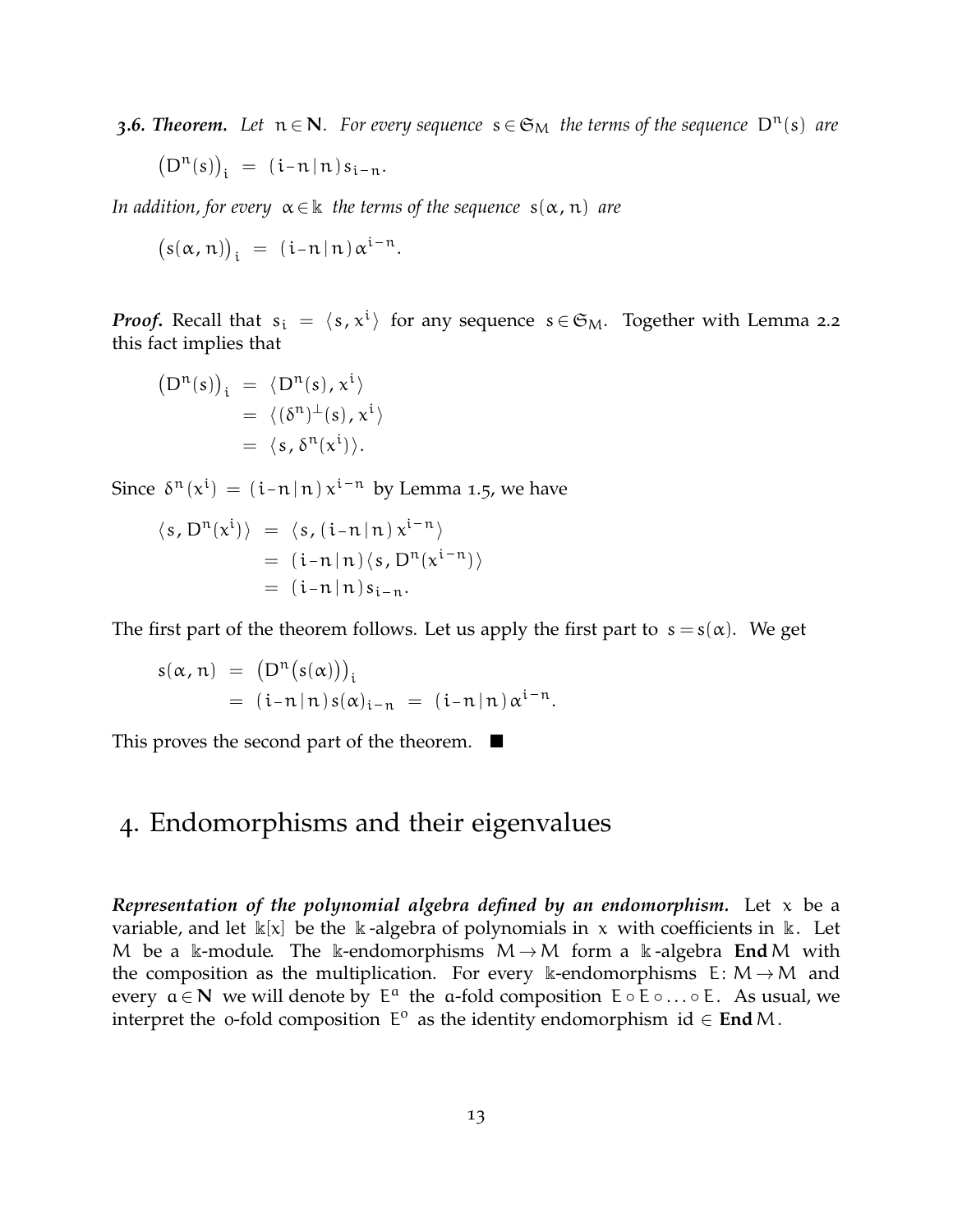***3.6. Theorem.*** *Let* $n \in \mathbf{N}$*. For every sequence* $s \in \mathfrak{S}_M$ *the terms of the sequence* $D^n(s)$ *are*

$$\left(D^n(s)\right)_i \;=\; (i{-}n\,|\,n)\, s_{i-n}.$$

*In addition, for every* $\alpha \in \Bbbk$ *the terms of the sequence* $s(\alpha, n)$ *are*

$$\left(s(\alpha, n)\right)_i \;=\; (i{-}n\,|\,n)\, \alpha^{i-n}.$$

***Proof.*** Recall that $s_i = \langle s, x^i \rangle$ for any sequence $s \in \mathfrak{S}_M$. Together with Lemma 2.2 this fact implies that

$$\begin{aligned}
\left(D^n(s)\right)_i \;&=\; \langle D^n(s), x^i \rangle \\
&=\; \langle (\delta^n)^{\perp}(s), x^i \rangle \\
&=\; \langle s, \delta^n(x^i) \rangle.
\end{aligned}$$

Since $\delta^n(x^i) = (i{-}n\,|\,n)\, x^{i-n}$ by Lemma 1.5, we have

$$\begin{aligned}
\langle s, D^n(x^i) \rangle \;&=\; \langle s, (i{-}n\,|\,n)\, x^{i-n} \rangle \\
&=\; (i{-}n\,|\,n) \langle s, D^n(x^{i-n}) \rangle \\
&=\; (i{-}n\,|\,n)\, s_{i-n}.
\end{aligned}$$

The first part of the theorem follows. Let us apply the first part to $s = s(\alpha)$. We get

$$\begin{aligned}
s(\alpha, n) \;&=\; \left(D^n\big(s(\alpha)\big)\right)_i \\
&=\; (i{-}n\,|\,n)\, s(\alpha)_{i-n} \;=\; (i{-}n\,|\,n)\, \alpha^{i-n}.
\end{aligned}$$

This proves the second part of the theorem. ■

# 4. Endomorphisms and their eigenvalues

***Representation of the polynomial algebra defined by an endomorphism.*** Let $x$ be a variable, and let $\Bbbk[x]$ be the $\Bbbk$-algebra of polynomials in $x$ with coefficients in $\Bbbk$. Let $M$ be a $\Bbbk$-module. The $\Bbbk$-endomorphisms $M \to M$ form a $\Bbbk$-algebra $\mathbf{End}\, M$ with the composition as the multiplication. For every $\Bbbk$-endomorphisms $E \colon M \to M$ and every $a \in \mathbf{N}$ we will denote by $E^a$ the $a$-fold composition $E \circ E \circ \ldots \circ E$. As usual, we interpret the $0$-fold composition $E^0$ as the identity endomorphism $\mathrm{id} \in \mathbf{End}\, M$.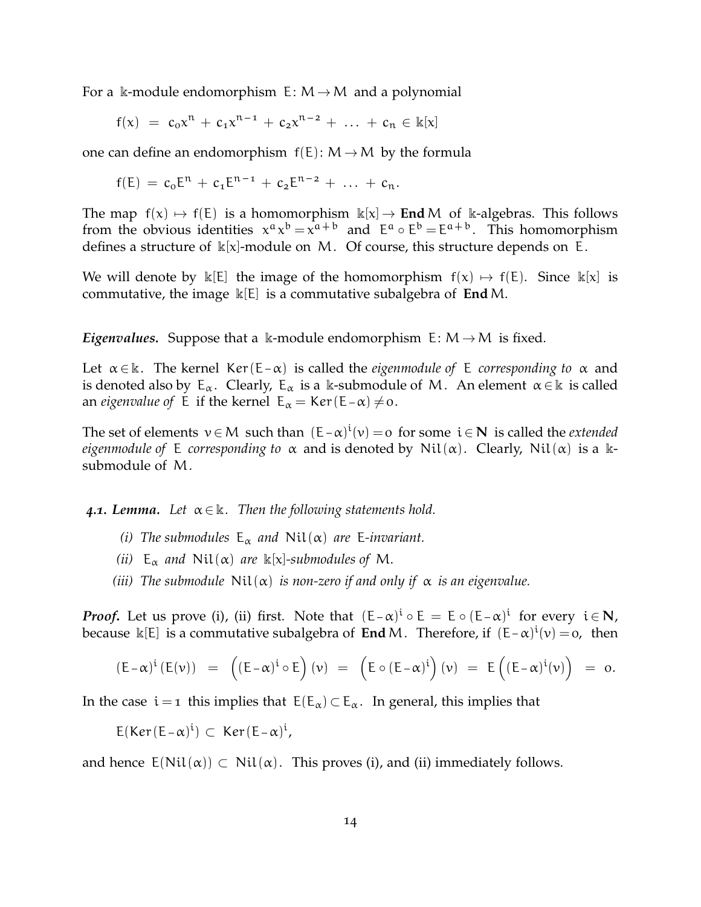For a $\Bbbk$-module endomorphism $E\colon M \to M$ and a polynomial

$$f(x) \;=\; c_0 x^n + c_1 x^{n-1} + c_2 x^{n-2} + \ldots + c_n \in \Bbbk[x]$$

one can define an endomorphism $f(E)\colon M \to M$ by the formula

$$f(E) \;=\; c_0 E^n + c_1 E^{n-1} + c_2 E^{n-2} + \ldots + c_n .$$

The map $f(x) \mapsto f(E)$ is a homomorphism $\Bbbk[x] \to \mathbf{End}\, M$ of $\Bbbk$-algebras. This follows from the obvious identities $x^a x^b = x^{a+b}$ and $E^a \circ E^b = E^{a+b}$. This homomorphism defines a structure of $\Bbbk[x]$-module on $M$. Of course, this structure depends on $E$.

We will denote by $\Bbbk[E]$ the image of the homomorphism $f(x) \mapsto f(E)$. Since $\Bbbk[x]$ is commutative, the image $\Bbbk[E]$ is a commutative subalgebra of $\mathbf{End}\, M$.

***Eigenvalues.*** Suppose that a $\Bbbk$-module endomorphism $E\colon M \to M$ is fixed.

Let $\alpha \in \Bbbk$. The kernel $\mathrm{Ker}(E - \alpha)$ is called the *eigenmodule of* $E$ *corresponding to* $\alpha$ and is denoted also by $E_\alpha$. Clearly, $E_\alpha$ is a $\Bbbk$-submodule of $M$. An element $\alpha \in \Bbbk$ is called an *eigenvalue of* $E$ if the kernel $E_\alpha = \mathrm{Ker}(E - \alpha) \neq 0$.

The set of elements $v \in M$ such than $(E - \alpha)^i(v) = 0$ for some $i \in \mathbf{N}$ is called the *extended eigenmodule of* $E$ *corresponding to* $\alpha$ and is denoted by $\mathrm{Nil}(\alpha)$. Clearly, $\mathrm{Nil}(\alpha)$ is a $\Bbbk$-submodule of $M$.

***4.1. Lemma.*** *Let* $\alpha \in \Bbbk$*. Then the following statements hold.*

*(i) The submodules* $E_\alpha$ *and* $\mathrm{Nil}(\alpha)$ *are* $E$*-invariant.*

*(ii)* $E_\alpha$ *and* $\mathrm{Nil}(\alpha)$ *are* $\Bbbk[x]$*-submodules of* $M$*.*

*(iii) The submodule* $\mathrm{Nil}(\alpha)$ *is non-zero if and only if* $\alpha$ *is an eigenvalue.*

***Proof.*** Let us prove (i), (ii) first. Note that $(E - \alpha)^i \circ E = E \circ (E - \alpha)^i$ for every $i \in \mathbf{N}$, because $\Bbbk[E]$ is a commutative subalgebra of $\mathbf{End}\, M$. Therefore, if $(E - \alpha)^i(v) = 0$, then

$$(E-\alpha)^i\,(E(v)) \;=\; \Big((E-\alpha)^i \circ E\Big)(v) \;=\; \Big(E \circ (E-\alpha)^i\Big)(v) \;=\; E\Big((E-\alpha)^i(v)\Big) \;=\; 0.$$

In the case $i = 1$ this implies that $E(E_\alpha) \subset E_\alpha$. In general, this implies that

$$E(\mathrm{Ker}(E-\alpha)^i) \;\subset\; \mathrm{Ker}(E-\alpha)^i,$$

and hence $E(\mathrm{Nil}(\alpha)) \subset \mathrm{Nil}(\alpha)$. This proves (i), and (ii) immediately follows.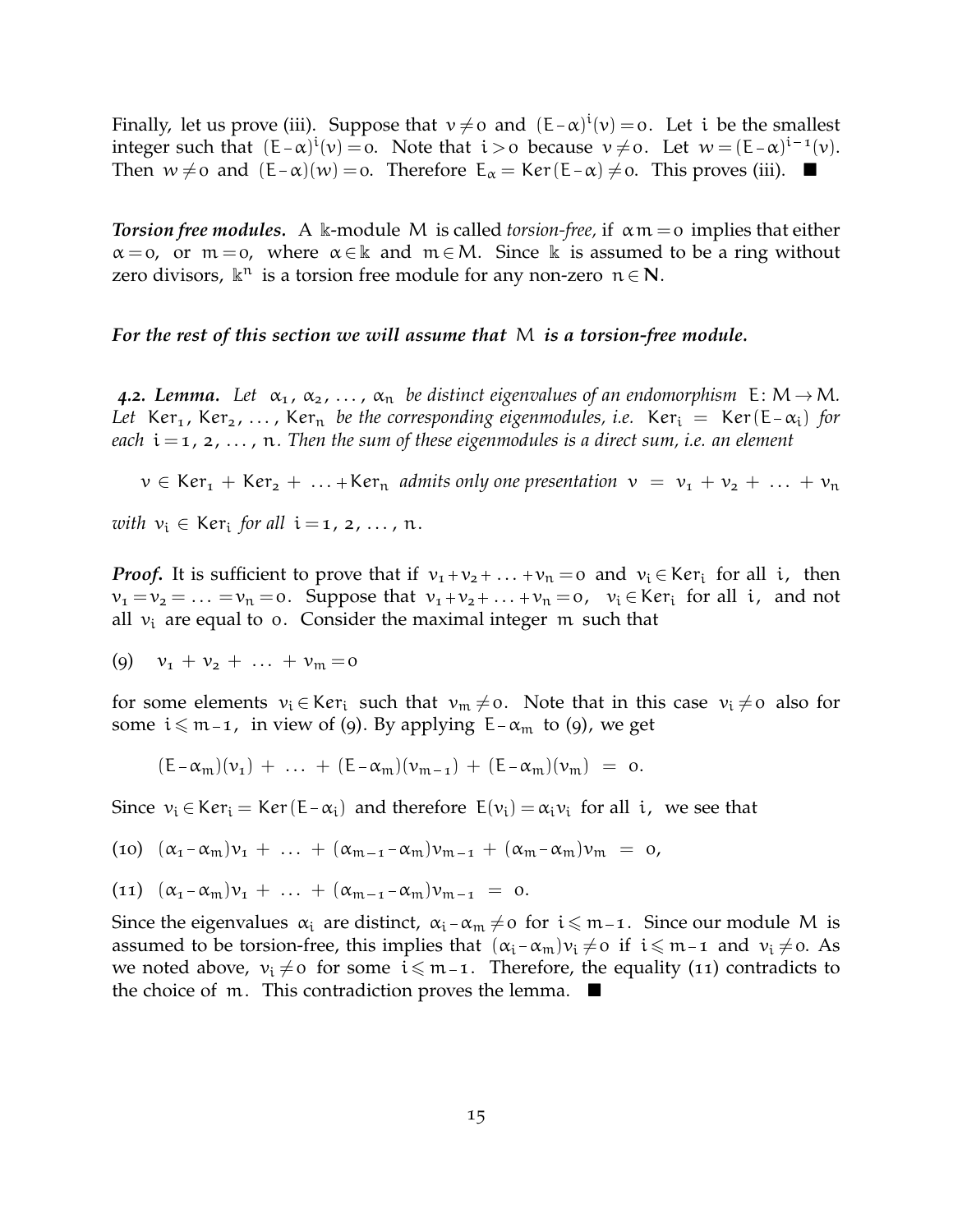Finally, let us prove (iii). Suppose that $v \neq 0$ and $(E-\alpha)^i(v) = 0$. Let $i$ be the smallest integer such that $(E-\alpha)^i(v) = 0$. Note that $i > 0$ because $v \neq 0$. Let $w = (E-\alpha)^{i-1}(v)$. Then $w \neq 0$ and $(E-\alpha)(w) = 0$. Therefore $E_\alpha = \operatorname{Ker}(E-\alpha) \neq 0$. This proves (iii). ■

***Torsion free modules.*** A $\Bbbk$-module $M$ is called *torsion-free,* if $\alpha m = 0$ implies that either $\alpha = 0$, or $m = 0$, where $\alpha \in \Bbbk$ and $m \in M$. Since $\Bbbk$ is assumed to be a ring without zero divisors, $\Bbbk^n$ is a torsion free module for any non-zero $n \in \mathbf{N}$.

***For the rest of this section we will assume that*** $M$ ***is a torsion-free module.***

***4.2. Lemma.*** *Let* $\alpha_1, \alpha_2, \ldots, \alpha_n$ *be distinct eigenvalues of an endomorphism* $E\colon M \to M$. *Let* $\operatorname{Ker}_1, \operatorname{Ker}_2, \ldots, \operatorname{Ker}_n$ *be the corresponding eigenmodules, i.e.* $\operatorname{Ker}_i = \operatorname{Ker}(E-\alpha_i)$ *for each* $i = 1, 2, \ldots, n$. *Then the sum of these eigenmodules is a direct sum, i.e. an element*

$v \in \operatorname{Ker}_1 + \operatorname{Ker}_2 + \ldots + \operatorname{Ker}_n$ *admits only one presentation* $v = v_1 + v_2 + \ldots + v_n$

*with* $v_i \in \operatorname{Ker}_i$ *for all* $i = 1, 2, \ldots, n$.

***Proof.*** It is sufficient to prove that if $v_1 + v_2 + \ldots + v_n = 0$ and $v_i \in \operatorname{Ker}_i$ for all $i$, then $v_1 = v_2 = \ldots = v_n = 0$. Suppose that $v_1 + v_2 + \ldots + v_n = 0$, $v_i \in \operatorname{Ker}_i$ for all $i$, and not all $v_i$ are equal to $0$. Consider the maximal integer $m$ such that

$$v_1 + v_2 + \ldots + v_m = 0 \tag{9}$$

for some elements $v_i \in \operatorname{Ker}_i$ such that $v_m \neq 0$. Note that in this case $v_i \neq 0$ also for some $i \leqslant m-1$, in view of (9). By applying $E - \alpha_m$ to (9), we get

$$(E-\alpha_m)(v_1) + \ldots + (E-\alpha_m)(v_{m-1}) + (E-\alpha_m)(v_m) = 0.$$

Since $v_i \in \operatorname{Ker}_i = \operatorname{Ker}(E-\alpha_i)$ and therefore $E(v_i) = \alpha_i v_i$ for all $i$, we see that

$$(\alpha_1 - \alpha_m)v_1 + \ldots + (\alpha_{m-1} - \alpha_m)v_{m-1} + (\alpha_m - \alpha_m)v_m = 0, \tag{10}$$

$$(\alpha_1 - \alpha_m)v_1 + \ldots + (\alpha_{m-1} - \alpha_m)v_{m-1} = 0. \tag{11}$$

Since the eigenvalues $\alpha_i$ are distinct, $\alpha_i - \alpha_m \neq 0$ for $i \leqslant m-1$. Since our module $M$ is assumed to be torsion-free, this implies that $(\alpha_i - \alpha_m)v_i \neq 0$ if $i \leqslant m-1$ and $v_i \neq 0$. As we noted above, $v_i \neq 0$ for some $i \leqslant m-1$. Therefore, the equality (11) contradicts to the choice of $m$. This contradiction proves the lemma. ■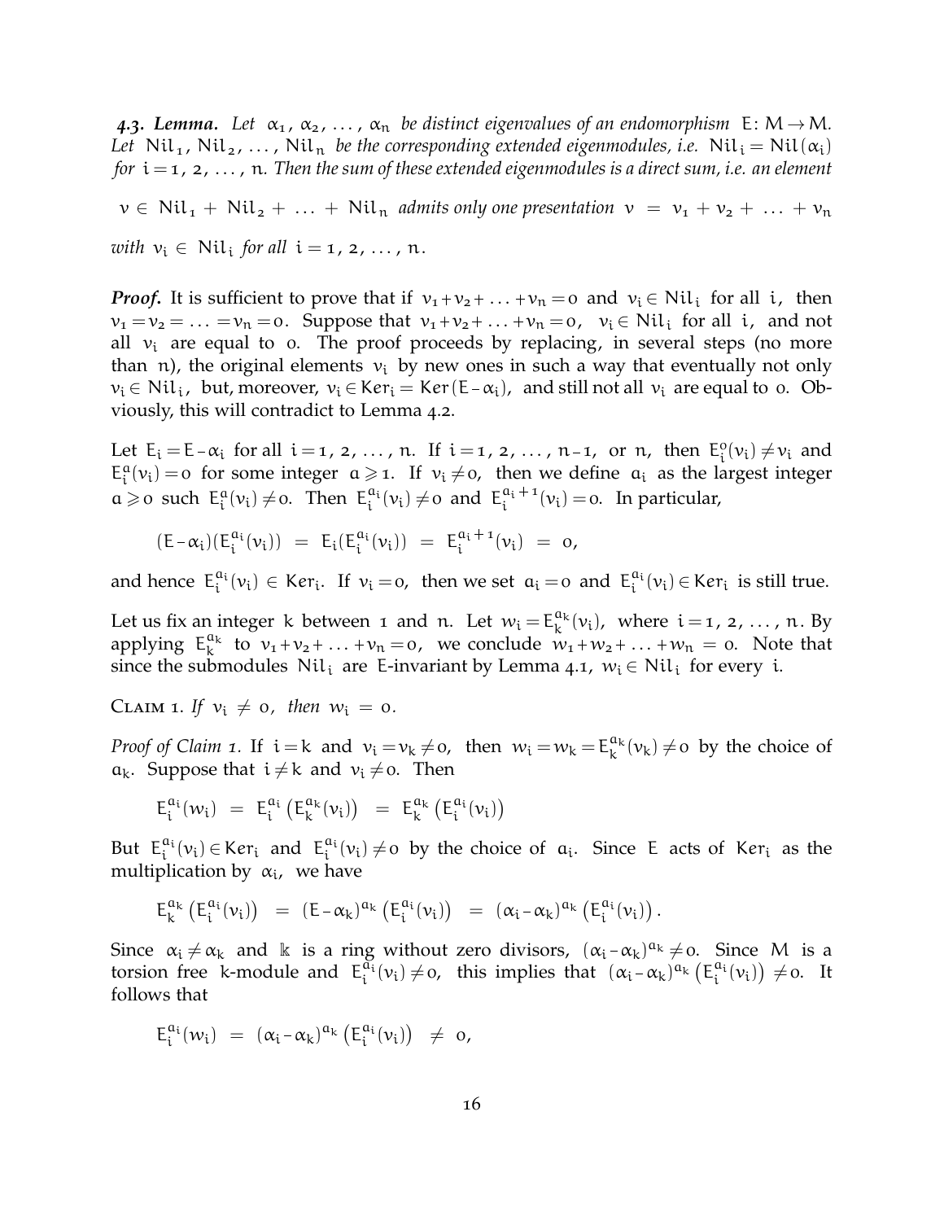***4.3. Lemma.*** *Let $\alpha_1, \alpha_2, \ldots, \alpha_n$ be distinct eigenvalues of an endomorphism $E\colon M \to M$. Let $\mathrm{Nil}_1, \mathrm{Nil}_2, \ldots, \mathrm{Nil}_n$ be the corresponding extended eigenmodules, i.e. $\mathrm{Nil}_i = \mathrm{Nil}(\alpha_i)$ for $i = 1, 2, \ldots, n$. Then the sum of these extended eigenmodules is a direct sum, i.e. an element*

*$v \in \mathrm{Nil}_1 + \mathrm{Nil}_2 + \ldots + \mathrm{Nil}_n$ admits only one presentation $v = v_1 + v_2 + \ldots + v_n$*

*with $v_i \in \mathrm{Nil}_i$ for all $i = 1, 2, \ldots, n$.*

***Proof.*** It is sufficient to prove that if $v_1 + v_2 + \ldots + v_n = 0$ and $v_i \in \mathrm{Nil}_i$ for all $i$, then $v_1 = v_2 = \ldots = v_n = 0$. Suppose that $v_1 + v_2 + \ldots + v_n = 0$, $v_i \in \mathrm{Nil}_i$ for all $i$, and not all $v_i$ are equal to $0$. The proof proceeds by replacing, in several steps (no more than $n$), the original elements $v_i$ by new ones in such a way that eventually not only $v_i \in \mathrm{Nil}_i$, but, moreover, $v_i \in \mathrm{Ker}_i = \mathrm{Ker}(E - \alpha_i)$, and still not all $v_i$ are equal to $0$. Obviously, this will contradict to Lemma 4.2.

Let $E_i = E - \alpha_i$ for all $i = 1, 2, \ldots, n$. If $i = 1, 2, \ldots, n-1$, or $n$, then $E_i^0(v_i) \neq v_i$ and $E_i^a(v_i) = 0$ for some integer $a \geqslant 1$. If $v_i \neq 0$, then we define $a_i$ as the largest integer $a \geqslant 0$ such $E_i^a(v_i) \neq 0$. Then $E_i^{a_i}(v_i) \neq 0$ and $E_i^{a_i+1}(v_i) = 0$. In particular,

$$(E - \alpha_i)(E_i^{a_i}(v_i)) \;=\; E_i(E_i^{a_i}(v_i)) \;=\; E_i^{a_i+1}(v_i) \;=\; 0,$$

and hence $E_i^{a_i}(v_i) \in \mathrm{Ker}_i$. If $v_i = 0$, then we set $a_i = 0$ and $E_i^{a_i}(v_i) \in \mathrm{Ker}_i$ is still true.

Let us fix an integer $k$ between $1$ and $n$. Let $w_i = E_k^{a_k}(v_i)$, where $i = 1, 2, \ldots, n$. By applying $E_k^{a_k}$ to $v_1 + v_2 + \ldots + v_n = 0$, we conclude $w_1 + w_2 + \ldots + w_n = 0$. Note that since the submodules $\mathrm{Nil}_i$ are $E$-invariant by Lemma 4.1, $w_i \in \mathrm{Nil}_i$ for every $i$.

CLAIM 1. *If $v_i \neq 0$, then $w_i = 0$.*

*Proof of Claim 1.* If $i = k$ and $v_i = v_k \neq 0$, then $w_i = w_k = E_k^{a_k}(v_k) \neq 0$ by the choice of $a_k$. Suppose that $i \neq k$ and $v_i \neq 0$. Then

$$E_i^{a_i}(w_i) \;=\; E_i^{a_i}\left(E_k^{a_k}(v_i)\right) \;=\; E_k^{a_k}\left(E_i^{a_i}(v_i)\right)$$

But $E_i^{a_i}(v_i) \in \mathrm{Ker}_i$ and $E_i^{a_i}(v_i) \neq 0$ by the choice of $a_i$. Since $E$ acts of $\mathrm{Ker}_i$ as the multiplication by $\alpha_i$, we have

$$E_k^{a_k}\left(E_i^{a_i}(v_i)\right) \;=\; (E - \alpha_k)^{a_k}\left(E_i^{a_i}(v_i)\right) \;=\; (\alpha_i - \alpha_k)^{a_k}\left(E_i^{a_i}(v_i)\right).$$

Since $\alpha_i \neq \alpha_k$ and $\Bbbk$ is a ring without zero divisors, $(\alpha_i - \alpha_k)^{a_k} \neq 0$. Since $M$ is a torsion free $k$-module and $E_i^{a_i}(v_i) \neq 0$, this implies that $(\alpha_i - \alpha_k)^{a_k}\left(E_i^{a_i}(v_i)\right) \neq 0$. It follows that

$$E_i^{a_i}(w_i) \;=\; (\alpha_i - \alpha_k)^{a_k}\left(E_i^{a_i}(v_i)\right) \;\neq\; 0,$$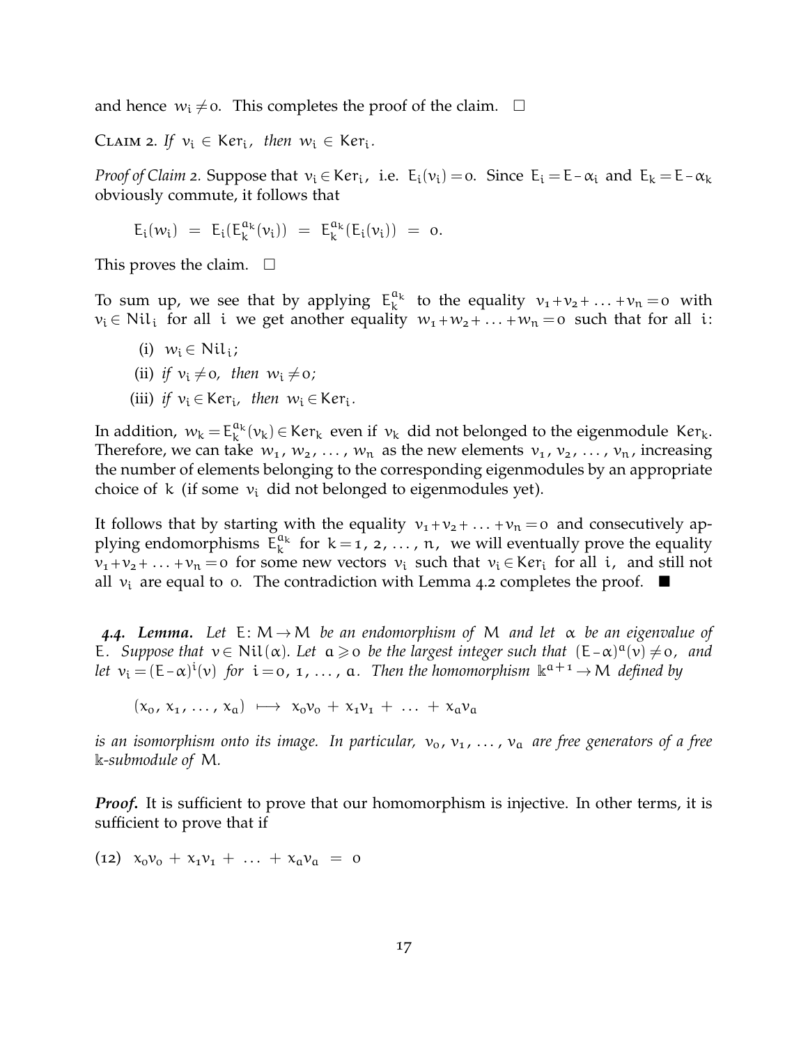and hence $w_i \neq 0$. This completes the proof of the claim. $\square$

Claim 2. *If* $v_i \in \mathsf{Ker}_i$, *then* $w_i \in \mathsf{Ker}_i$.

*Proof of Claim 2.* Suppose that $v_i \in \mathsf{Ker}_i$, i.e. $E_i(v_i) = 0$. Since $E_i = E - \alpha_i$ and $E_k = E - \alpha_k$ obviously commute, it follows that

$$E_i(w_i) \;=\; E_i(E_k^{a_k}(v_i)) \;=\; E_k^{a_k}(E_i(v_i)) \;=\; 0.$$

This proves the claim. $\square$

To sum up, we see that by applying $E_k^{a_k}$ to the equality $v_1 + v_2 + \ldots + v_n = 0$ with $v_i \in \mathsf{Nil}_i$ for all $i$ we get another equality $w_1 + w_2 + \ldots + w_n = 0$ such that for all $i$:

(i) $w_i \in \mathsf{Nil}_i$;

(ii) *if* $v_i \neq 0$, *then* $w_i \neq 0$;

(iii) *if* $v_i \in \mathsf{Ker}_i$, *then* $w_i \in \mathsf{Ker}_i$.

In addition, $w_k = E_k^{a_k}(v_k) \in \mathsf{Ker}_k$ even if $v_k$ did not belonged to the eigenmodule $\mathsf{Ker}_k$. Therefore, we can take $w_1, w_2, \ldots, w_n$ as the new elements $v_1, v_2, \ldots, v_n$, increasing the number of elements belonging to the corresponding eigenmodules by an appropriate choice of $k$ (if some $v_i$ did not belonged to eigenmodules yet).

It follows that by starting with the equality $v_1 + v_2 + \ldots + v_n = 0$ and consecutively applying endomorphisms $E_k^{a_k}$ for $k = 1, 2, \ldots, n$, we will eventually prove the equality $v_1 + v_2 + \ldots + v_n = 0$ for some new vectors $v_i$ such that $v_i \in \mathsf{Ker}_i$ for all $i$, and still not all $v_i$ are equal to $0$. The contradiction with Lemma 4.2 completes the proof. $\blacksquare$

***4.4. Lemma.*** *Let* $E\colon M \to M$ *be an endomorphism of* $M$ *and let* $\alpha$ *be an eigenvalue of* $E$. *Suppose that* $v \in \mathsf{Nil}(\alpha)$. *Let* $a \geqslant 0$ *be the largest integer such that* $(E - \alpha)^a(v) \neq 0$, *and let* $v_i = (E - \alpha)^i(v)$ *for* $i = 0, 1, \ldots, a$. *Then the homomorphism* $\mathbb{k}^{a+1} \to M$ *defined by*

$$(x_0, x_1, \ldots, x_a) \;\longmapsto\; x_0 v_0 + x_1 v_1 + \ldots + x_a v_a$$

*is an isomorphism onto its image. In particular,* $v_0, v_1, \ldots, v_a$ *are free generators of a free* $\mathbb{k}$*-submodule of* $M$.

***Proof.*** It is sufficient to prove that our homomorphism is injective. In other terms, it is sufficient to prove that if

$$(12) \quad x_0 v_0 + x_1 v_1 + \ldots + x_a v_a \;=\; 0$$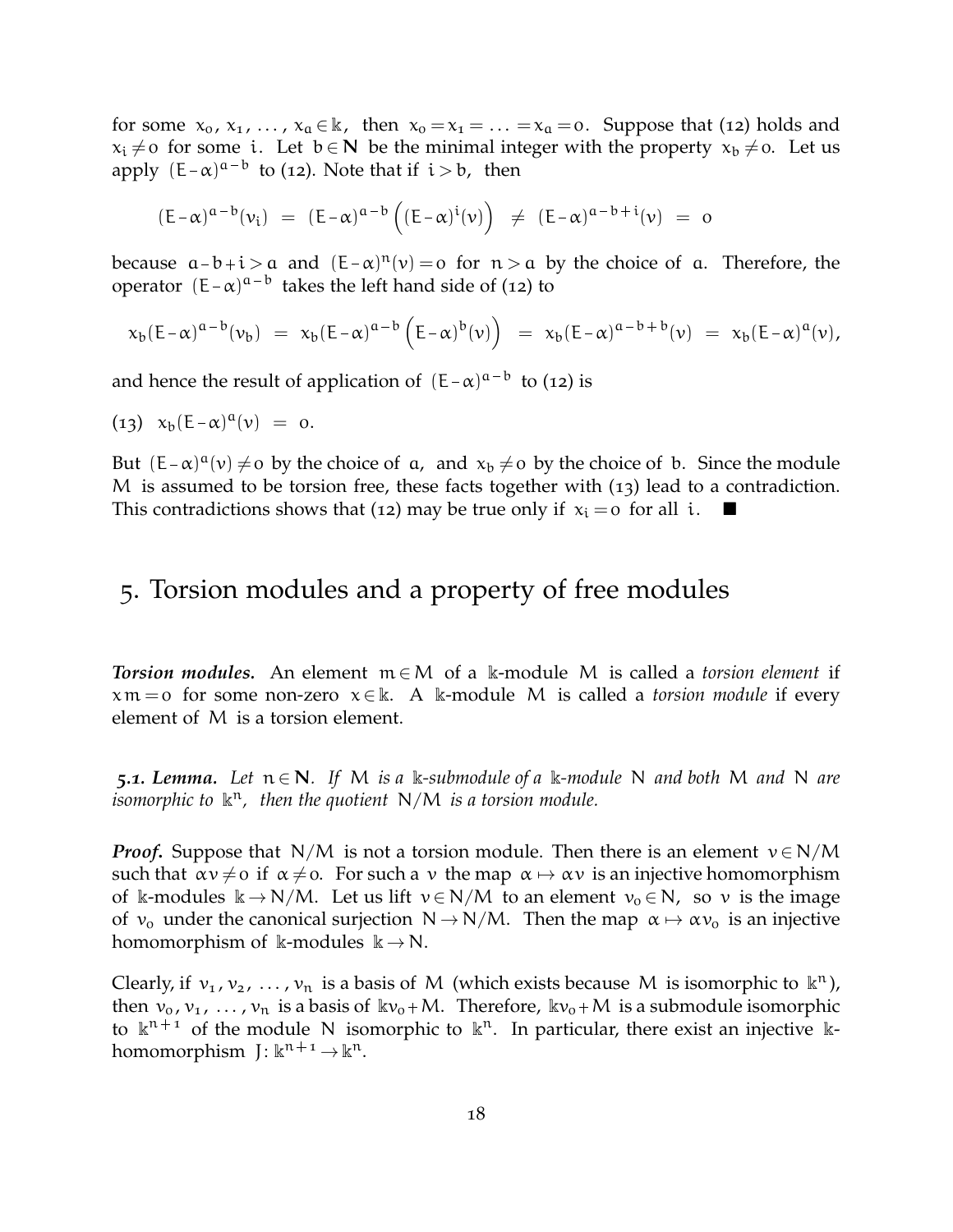for some $x_0, x_1, \ldots, x_a \in \Bbbk$, then $x_0 = x_1 = \ldots = x_a = 0$. Suppose that (12) holds and $x_i \neq 0$ for some $i$. Let $b \in \mathbf{N}$ be the minimal integer with the property $x_b \neq 0$. Let us apply $(E - \alpha)^{a-b}$ to (12). Note that if $i > b$, then

$$(E-\alpha)^{a-b}(v_i) \;=\; (E-\alpha)^{a-b}\left((E-\alpha)^i(v)\right) \;\neq\; (E-\alpha)^{a-b+i}(v) \;=\; 0$$

because $a - b + i > a$ and $(E-\alpha)^n(v) = 0$ for $n > a$ by the choice of $a$. Therefore, the operator $(E-\alpha)^{a-b}$ takes the left hand side of (12) to

$$x_b(E-\alpha)^{a-b}(v_b) \;=\; x_b(E-\alpha)^{a-b}\left(E-\alpha)^b(v)\right) \;=\; x_b(E-\alpha)^{a-b+b}(v) \;=\; x_b(E-\alpha)^a(v),$$

and hence the result of application of $(E-\alpha)^{a-b}$ to (12) is

(13) $\quad x_b(E-\alpha)^a(v) \;=\; 0.$

But $(E-\alpha)^a(v) \neq 0$ by the choice of $a$, and $x_b \neq 0$ by the choice of $b$. Since the module $M$ is assumed to be torsion free, these facts together with (13) lead to a contradiction. This contradictions shows that (12) may be true only if $x_i = 0$ for all $i$. ■

# 5. Torsion modules and a property of free modules

***Torsion modules.*** An element $m \in M$ of a $\Bbbk$-module $M$ is called a *torsion element* if $xm = 0$ for some non-zero $x \in \Bbbk$. A $\Bbbk$-module $M$ is called a *torsion module* if every element of $M$ is a torsion element.

***5.1. Lemma.*** *Let $n \in \mathbf{N}$. If $M$ is a $\Bbbk$-submodule of a $\Bbbk$-module $N$ and both $M$ and $N$ are isomorphic to $\Bbbk^n$, then the quotient $N/M$ is a torsion module.*

***Proof.*** Suppose that $N/M$ is not a torsion module. Then there is an element $v \in N/M$ such that $\alpha v \neq 0$ if $\alpha \neq 0$. For such a $v$ the map $\alpha \mapsto \alpha v$ is an injective homomorphism of $\Bbbk$-modules $\Bbbk \to N/M$. Let us lift $v \in N/M$ to an element $v_0 \in N$, so $v$ is the image of $v_0$ under the canonical surjection $N \to N/M$. Then the map $\alpha \mapsto \alpha v_0$ is an injective homomorphism of $\Bbbk$-modules $\Bbbk \to N$.

Clearly, if $v_1, v_2, \ldots, v_n$ is a basis of $M$ (which exists because $M$ is isomorphic to $\Bbbk^n$), then $v_0, v_1, \ldots, v_n$ is a basis of $\Bbbk v_0 + M$. Therefore, $\Bbbk v_0 + M$ is a submodule isomorphic to $\Bbbk^{n+1}$ of the module $N$ isomorphic to $\Bbbk^n$. In particular, there exist an injective $\Bbbk$-homomorphism $J\colon \Bbbk^{n+1} \to \Bbbk^n$.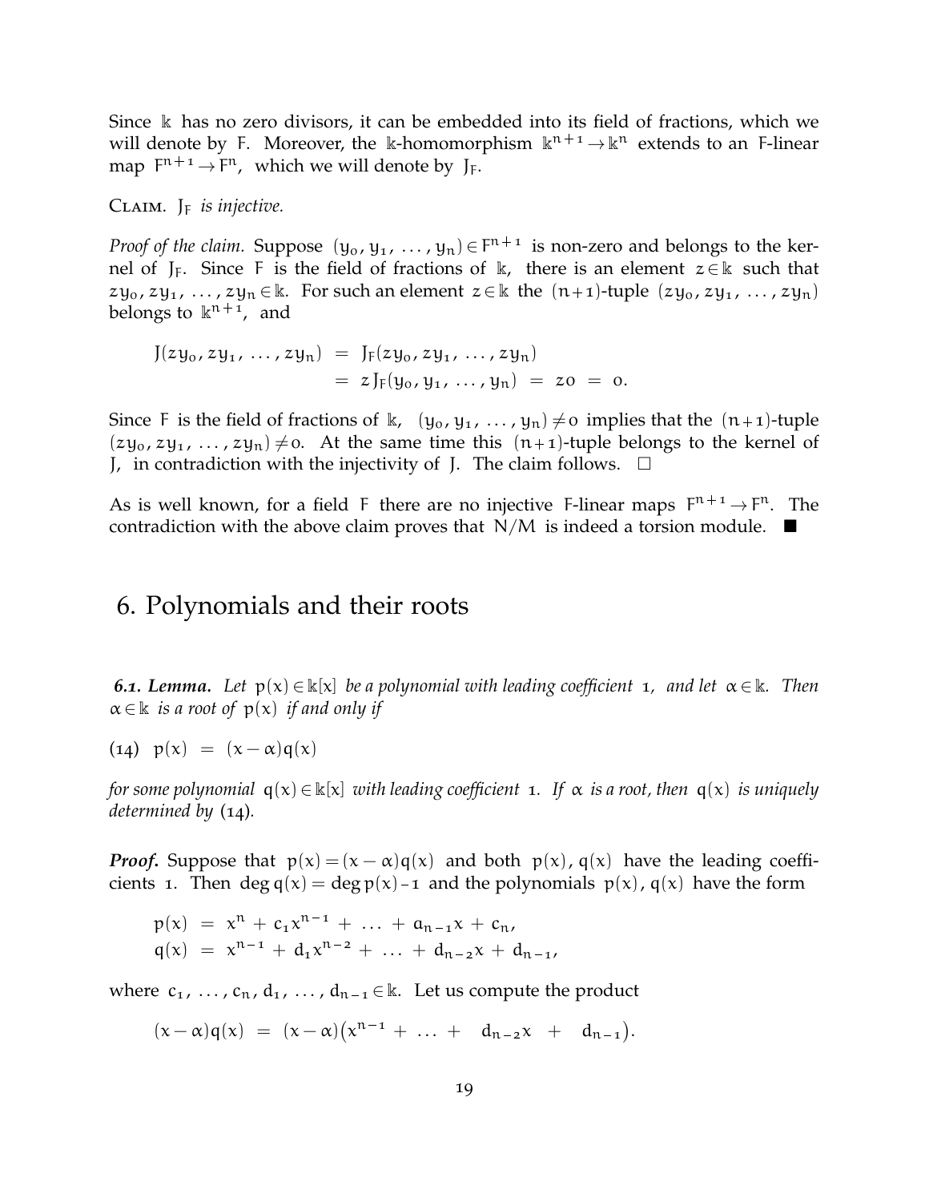Since $\Bbbk$ has no zero divisors, it can be embedded into its field of fractions, which we will denote by $F$. Moreover, the $\Bbbk$-homomorphism $\Bbbk^{n+1} \to \Bbbk^n$ extends to an $F$-linear map $F^{n+1} \to F^n$, which we will denote by $J_F$.

Claim. *$J_F$ is injective.*

*Proof of the claim.* Suppose $(y_0, y_1, \ldots, y_n) \in F^{n+1}$ is non-zero and belongs to the kernel of $J_F$. Since $F$ is the field of fractions of $\Bbbk$, there is an element $z \in \Bbbk$ such that $zy_0, zy_1, \ldots, zy_n \in \Bbbk$. For such an element $z \in \Bbbk$ the $(n+1)$-tuple $(zy_0, zy_1, \ldots, zy_n)$ belongs to $\Bbbk^{n+1}$, and

$$
\begin{aligned}
J(zy_0, zy_1, \ldots, zy_n) &= J_F(zy_0, zy_1, \ldots, zy_n) \\
&= z\, J_F(y_0, y_1, \ldots, y_n) \;=\; z0 \;=\; 0.
\end{aligned}
$$

Since $F$ is the field of fractions of $\Bbbk$, $(y_0, y_1, \ldots, y_n) \neq 0$ implies that the $(n+1)$-tuple $(zy_0, zy_1, \ldots, zy_n) \neq 0$. At the same time this $(n+1)$-tuple belongs to the kernel of $J$, in contradiction with the injectivity of $J$. The claim follows. $\square$

As is well known, for a field $F$ there are no injective $F$-linear maps $F^{n+1} \to F^n$. The contradiction with the above claim proves that $N/M$ is indeed a torsion module. $\blacksquare$

# 6. Polynomials and their roots

***6.1. Lemma.*** *Let $p(x) \in \Bbbk[x]$ be a polynomial with leading coefficient $1$, and let $\alpha \in \Bbbk$. Then $\alpha \in \Bbbk$ is a root of $p(x)$ if and only if*

$$(14) \quad p(x) \;=\; (x - \alpha)q(x)$$

*for some polynomial $q(x) \in \Bbbk[x]$ with leading coefficient $1$. If $\alpha$ is a root, then $q(x)$ is uniquely determined by* (14)*.*

***Proof.*** Suppose that $p(x) = (x - \alpha)q(x)$ and both $p(x), q(x)$ have the leading coefficients $1$. Then $\deg q(x) = \deg p(x) - 1$ and the polynomials $p(x), q(x)$ have the form

$$
\begin{aligned}
p(x) &= x^n + c_1 x^{n-1} + \ldots + a_{n-1}x + c_n, \\
q(x) &= x^{n-1} + d_1 x^{n-2} + \ldots + d_{n-2}x + d_{n-1},
\end{aligned}
$$

where $c_1, \ldots, c_n, d_1, \ldots, d_{n-1} \in \Bbbk$. Let us compute the product

$$(x - \alpha)q(x) \;=\; (x - \alpha)\big(x^{n-1} + \ldots + d_{n-2}x + d_{n-1}\big).$$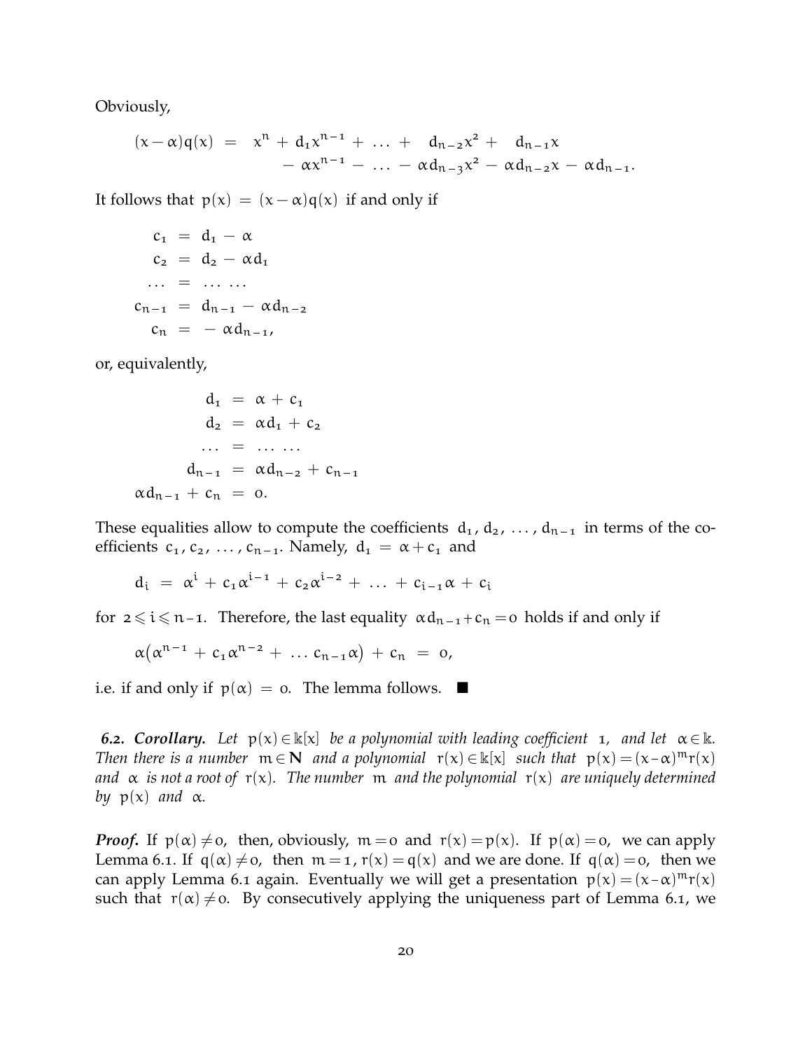Obviously,

$$
\begin{aligned}
(x-\alpha)q(x) \;=\;\; & x^n + d_1 x^{n-1} + \ldots + \;\; d_{n-2}x^2 + \;\; d_{n-1}x \\
& \quad - \alpha x^{n-1} - \ldots - \alpha d_{n-3}x^2 - \alpha d_{n-2}x - \alpha d_{n-1}.
\end{aligned}
$$

It follows that $p(x) = (x-\alpha)q(x)$ if and only if

$$
\begin{aligned}
c_1 &= d_1 - \alpha \\
c_2 &= d_2 - \alpha d_1 \\
\ldots &= \ldots\ldots \\
c_{n-1} &= d_{n-1} - \alpha d_{n-2} \\
c_n &= -\,\alpha d_{n-1},
\end{aligned}
$$

or, equivalently,

$$
\begin{aligned}
d_1 &= \alpha + c_1 \\
d_2 &= \alpha d_1 + c_2 \\
\ldots &= \ldots\ldots \\
d_{n-1} &= \alpha d_{n-2} + c_{n-1} \\
\alpha d_{n-1} + c_n &= 0.
\end{aligned}
$$

These equalities allow to compute the coefficients $d_1, d_2, \ldots, d_{n-1}$ in terms of the coefficients $c_1, c_2, \ldots, c_{n-1}$. Namely, $d_1 = \alpha + c_1$ and

$$
d_i \;=\; \alpha^i + c_1\alpha^{i-1} + c_2\alpha^{i-2} + \ldots + c_{i-1}\alpha + c_i
$$

for $2 \leqslant i \leqslant n-1$. Therefore, the last equality $\alpha d_{n-1} + c_n = 0$ holds if and only if

$$
\alpha\big(\alpha^{n-1} + c_1\alpha^{n-2} + \ldots c_{n-1}\alpha\big) + c_n \;=\; 0,
$$

i.e. if and only if $p(\alpha) = 0$. The lemma follows. ■

***6.2. Corollary.*** *Let $p(x) \in \Bbbk[x]$ be a polynomial with leading coefficient 1, and let $\alpha \in \Bbbk$. Then there is a number $m \in \mathbf{N}$ and a polynomial $r(x) \in \Bbbk[x]$ such that $p(x) = (x-\alpha)^m r(x)$ and $\alpha$ is not a root of $r(x)$. The number $m$ and the polynomial $r(x)$ are uniquely determined by $p(x)$ and $\alpha$.*

***Proof.*** If $p(\alpha) \neq 0$, then, obviously, $m = 0$ and $r(x) = p(x)$. If $p(\alpha) = 0$, we can apply Lemma 6.1. If $q(\alpha) \neq 0$, then $m = 1$, $r(x) = q(x)$ and we are done. If $q(\alpha) = 0$, then we can apply Lemma 6.1 again. Eventually we will get a presentation $p(x) = (x-\alpha)^m r(x)$ such that $r(\alpha) \neq 0$. By consecutively applying the uniqueness part of Lemma 6.1, we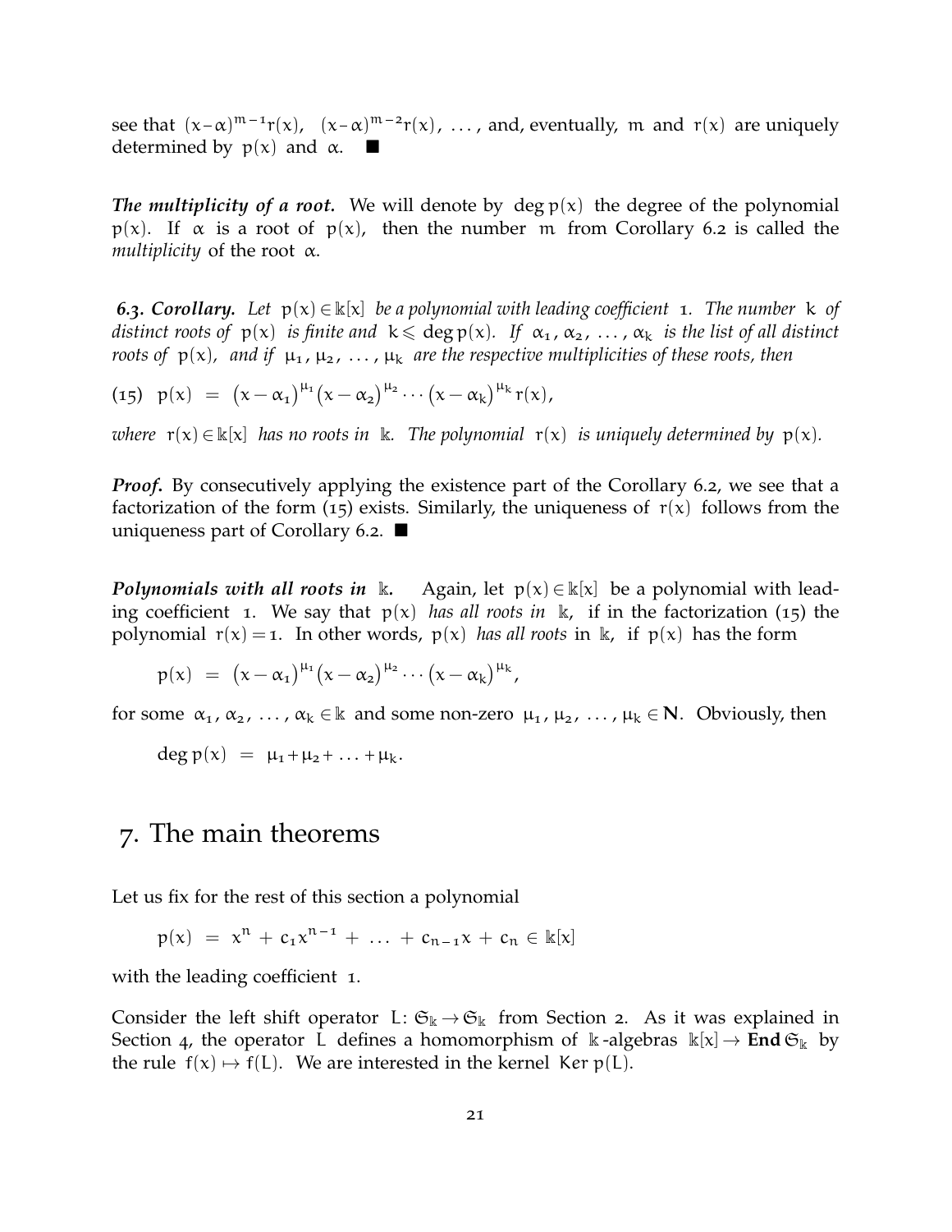see that $(x-\alpha)^{m-1}r(x)$, $(x-\alpha)^{m-2}r(x)$, ..., and, eventually, $m$ and $r(x)$ are uniquely determined by $p(x)$ and $\alpha$. ■

***The multiplicity of a root.*** We will denote by $\deg p(x)$ the degree of the polynomial $p(x)$. If $\alpha$ is a root of $p(x)$, then the number $m$ from Corollary 6.2 is called the *multiplicity* of the root $\alpha$.

***6.3. Corollary.*** *Let $p(x) \in \mathbb{k}[x]$ be a polynomial with leading coefficient 1. The number $k$ of distinct roots of $p(x)$ is finite and $k \leqslant \deg p(x)$. If $\alpha_1, \alpha_2, \ldots, \alpha_k$ is the list of all distinct roots of $p(x)$, and if $\mu_1, \mu_2, \ldots, \mu_k$ are the respective multiplicities of these roots, then*

$$(15) \quad p(x) \;=\; \big(x-\alpha_1\big)^{\mu_1}\big(x-\alpha_2\big)^{\mu_2}\cdots\big(x-\alpha_k\big)^{\mu_k} r(x),$$

*where $r(x) \in \mathbb{k}[x]$ has no roots in $\mathbb{k}$. The polynomial $r(x)$ is uniquely determined by $p(x)$.*

***Proof.*** By consecutively applying the existence part of the Corollary 6.2, we see that a factorization of the form (15) exists. Similarly, the uniqueness of $r(x)$ follows from the uniqueness part of Corollary 6.2. ■

***Polynomials with all roots in $\mathbb{k}$.*** Again, let $p(x) \in \mathbb{k}[x]$ be a polynomial with leading coefficient 1. We say that $p(x)$ *has all roots in* $\mathbb{k}$, if in the factorization (15) the polynomial $r(x) = 1$. In other words, $p(x)$ *has all roots* in $\mathbb{k}$, if $p(x)$ has the form

$$p(x) \;=\; \big(x-\alpha_1\big)^{\mu_1}\big(x-\alpha_2\big)^{\mu_2}\cdots\big(x-\alpha_k\big)^{\mu_k},$$

for some $\alpha_1, \alpha_2, \ldots, \alpha_k \in \mathbb{k}$ and some non-zero $\mu_1, \mu_2, \ldots, \mu_k \in \mathbf{N}$. Obviously, then

$$\deg p(x) \;=\; \mu_1 + \mu_2 + \ldots + \mu_k.$$

# 7. The main theorems

Let us fix for the rest of this section a polynomial

$$p(x) \;=\; x^n + c_1 x^{n-1} + \ldots + c_{n-1}x + c_n \in \mathbb{k}[x]$$

with the leading coefficient 1.

Consider the left shift operator $L\colon \mathfrak{S}_{\mathbb{k}} \to \mathfrak{S}_{\mathbb{k}}$ from Section 2. As it was explained in Section 4, the operator $L$ defines a homomorphism of $\mathbb{k}$-algebras $\mathbb{k}[x] \to \mathbf{End}\,\mathfrak{S}_{\mathbb{k}}$ by the rule $f(x) \mapsto f(L)$. We are interested in the kernel $\operatorname{Ker} p(L)$.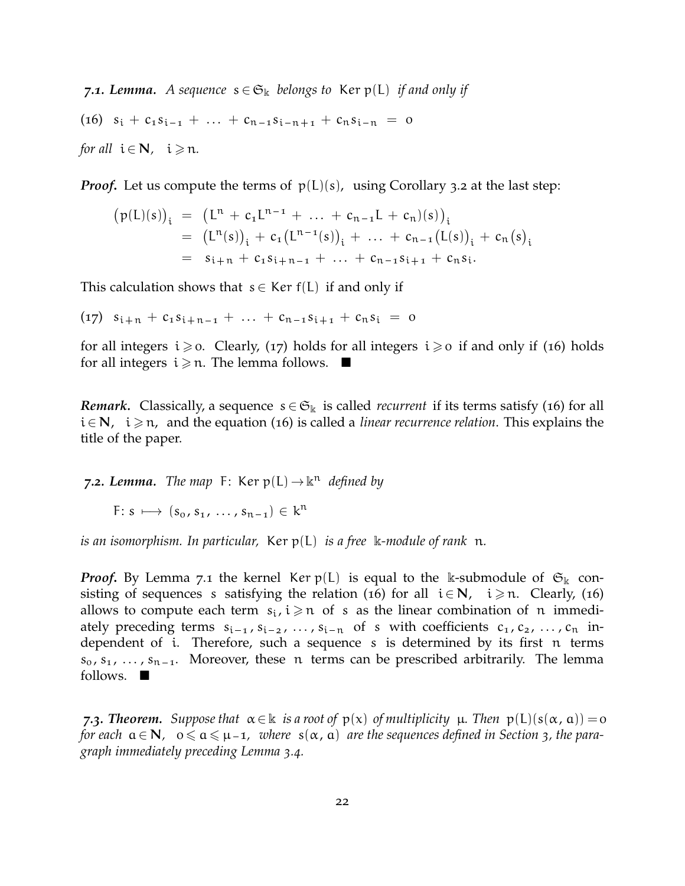***7.1. Lemma.*** *A sequence $s \in \mathfrak{S}_{\Bbbk}$ belongs to $\operatorname{Ker} p(L)$ if and only if*

$$(16) \quad s_i + c_1 s_{i-1} + \ldots + c_{n-1} s_{i-n+1} + c_n s_{i-n} = 0$$

*for all $i \in \mathbf{N}$, $i \geqslant n$.*

***Proof.*** Let us compute the terms of $p(L)(s)$, using Corollary 3.2 at the last step:

$$\begin{aligned}
\big(p(L)(s)\big)_i &= \big(L^n + c_1 L^{n-1} + \ldots + c_{n-1} L + c_n)(s)\big)_i \\
&= \big(L^n(s)\big)_i + c_1\big(L^{n-1}(s)\big)_i + \ldots + c_{n-1}\big(L(s)\big)_i + c_n\big(s\big)_i \\
&= s_{i+n} + c_1 s_{i+n-1} + \ldots + c_{n-1} s_{i+1} + c_n s_i.
\end{aligned}$$

This calculation shows that $s \in \operatorname{Ker} f(L)$ if and only if

$$(17) \quad s_{i+n} + c_1 s_{i+n-1} + \ldots + c_{n-1} s_{i+1} + c_n s_i = 0$$

for all integers $i \geqslant 0$. Clearly, (17) holds for all integers $i \geqslant 0$ if and only if (16) holds for all integers $i \geqslant n$. The lemma follows. ■

***Remark.*** Classically, a sequence $s \in \mathfrak{S}_{\Bbbk}$ is called *recurrent* if its terms satisfy (16) for all $i \in \mathbf{N}$, $i \geqslant n$, and the equation (16) is called a *linear recurrence relation*. This explains the title of the paper.

***7.2. Lemma.*** *The map $F \colon \operatorname{Ker} p(L) \to \Bbbk^n$ defined by*

$$F \colon s \longmapsto (s_0, s_1, \ldots, s_{n-1}) \in k^n$$

*is an isomorphism. In particular, $\operatorname{Ker} p(L)$ is a free $\Bbbk$-module of rank $n$.*

***Proof.*** By Lemma 7.1 the kernel $\operatorname{Ker} p(L)$ is equal to the $\Bbbk$-submodule of $\mathfrak{S}_{\Bbbk}$ consisting of sequences $s$ satisfying the relation (16) for all $i \in \mathbf{N}$, $i \geqslant n$. Clearly, (16) allows to compute each term $s_i, i \geqslant n$ of $s$ as the linear combination of $n$ immediately preceding terms $s_{i-1}, s_{i-2}, \ldots, s_{i-n}$ of $s$ with coefficients $c_1, c_2, \ldots, c_n$ independent of $i$. Therefore, such a sequence $s$ is determined by its first $n$ terms $s_0, s_1, \ldots, s_{n-1}$. Moreover, these $n$ terms can be prescribed arbitrarily. The lemma follows. ■

***7.3. Theorem.*** *Suppose that $\alpha \in \Bbbk$ is a root of $p(x)$ of multiplicity $\mu$. Then $p(L)(s(\alpha, a)) = 0$ for each $a \in \mathbf{N}$, $0 \leqslant a \leqslant \mu - 1$, where $s(\alpha, a)$ are the sequences defined in Section 3, the paragraph immediately preceding Lemma 3.4.*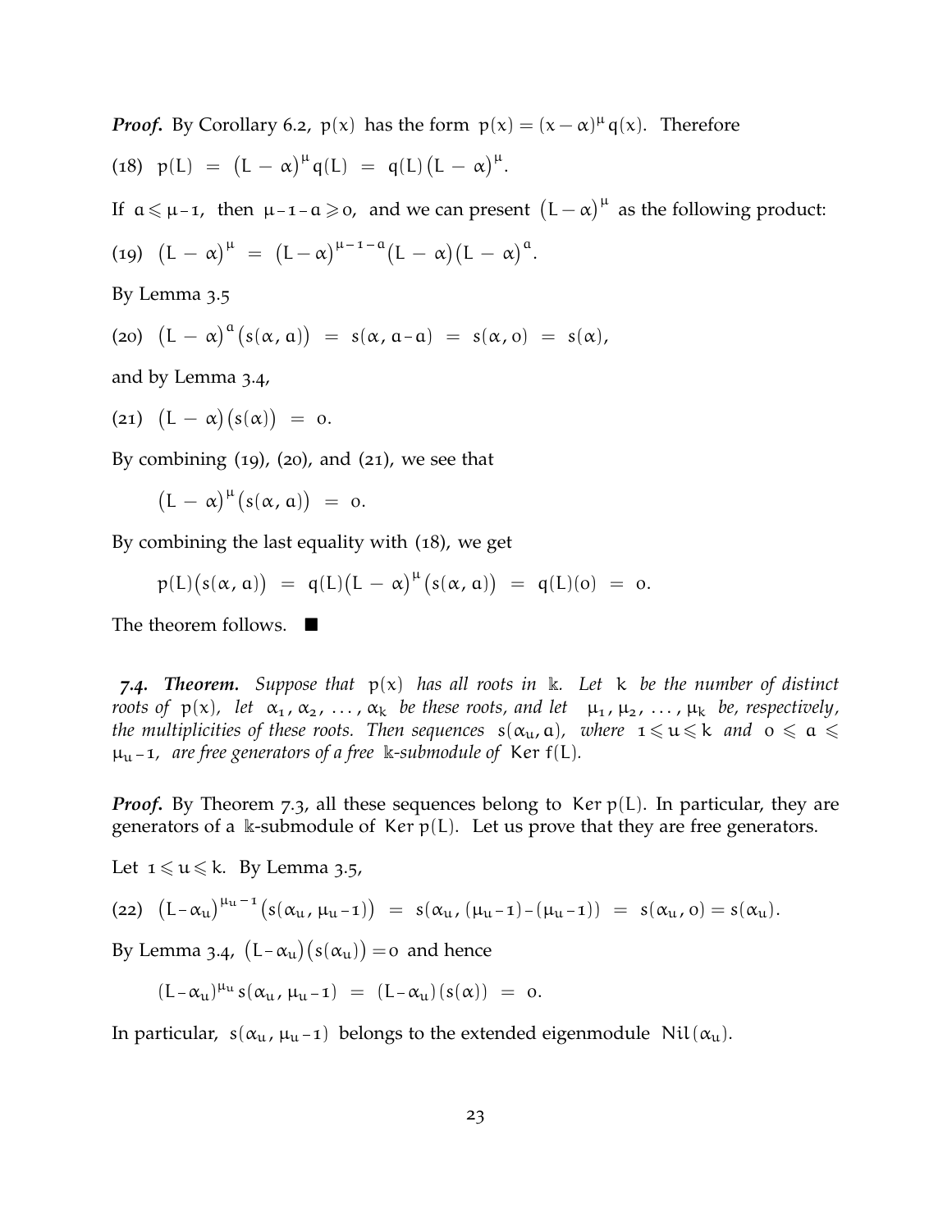***Proof.*** By Corollary 6.2, $p(x)$ has the form $p(x) = (x - \alpha)^{\mu} q(x)$. Therefore

$$(18) \quad p(L) \;=\; \big(L - \alpha\big)^{\mu} q(L) \;=\; q(L)\big(L - \alpha\big)^{\mu}.$$

If $a \leqslant \mu - 1$, then $\mu - 1 - a \geqslant 0$, and we can present $\big(L - \alpha\big)^{\mu}$ as the following product:

$$(19) \quad \big(L - \alpha\big)^{\mu} \;=\; \big(L - \alpha\big)^{\mu - 1 - a}\big(L - \alpha\big)\big(L - \alpha\big)^{a}.$$

By Lemma 3.5

$$(20) \quad \big(L - \alpha\big)^{a}\big(s(\alpha, a)\big) \;=\; s(\alpha, a - a) \;=\; s(\alpha, 0) \;=\; s(\alpha),$$

and by Lemma 3.4,

$$(21) \quad \big(L - \alpha\big)\big(s(\alpha)\big) \;=\; 0.$$

By combining (19), (20), and (21), we see that

$$\big(L - \alpha\big)^{\mu}\big(s(\alpha, a)\big) \;=\; 0.$$

By combining the last equality with (18), we get

$$p(L)\big(s(\alpha, a)\big) \;=\; q(L)\big(L - \alpha\big)^{\mu}\big(s(\alpha, a)\big) \;=\; q(L)(0) \;=\; 0.$$

The theorem follows. ■

***7.4. Theorem.*** *Suppose that $p(x)$ has all roots in $\Bbbk$. Let $k$ be the number of distinct roots of $p(x)$, let $\alpha_1, \alpha_2, \ldots, \alpha_k$ be these roots, and let $\mu_1, \mu_2, \ldots, \mu_k$ be, respectively, the multiplicities of these roots. Then sequences $s(\alpha_u, a)$, where $1 \leqslant u \leqslant k$ and $0 \leqslant a \leqslant \mu_u - 1$, are free generators of a free $\Bbbk$-submodule of $\operatorname{Ker} f(L)$.*

***Proof.*** By Theorem 7.3, all these sequences belong to $\operatorname{Ker} p(L)$. In particular, they are generators of a $\Bbbk$-submodule of $\operatorname{Ker} p(L)$. Let us prove that they are free generators.

Let $1 \leqslant u \leqslant k$. By Lemma 3.5,

$$(22) \quad \big(L - \alpha_u\big)^{\mu_u - 1}\big(s(\alpha_u, \mu_u - 1)\big) \;=\; s(\alpha_u, (\mu_u - 1) - (\mu_u - 1)) \;=\; s(\alpha_u, 0) = s(\alpha_u).$$

By Lemma 3.4, $\big(L - \alpha_u\big)\big(s(\alpha_u)\big) = 0$ and hence

$$(L - \alpha_u)^{\mu_u} s(\alpha_u, \mu_u - 1) \;=\; (L - \alpha_u)(s(\alpha)) \;=\; 0.$$

In particular, $s(\alpha_u, \mu_u - 1)$ belongs to the extended eigenmodule $\operatorname{Nil}(\alpha_u)$.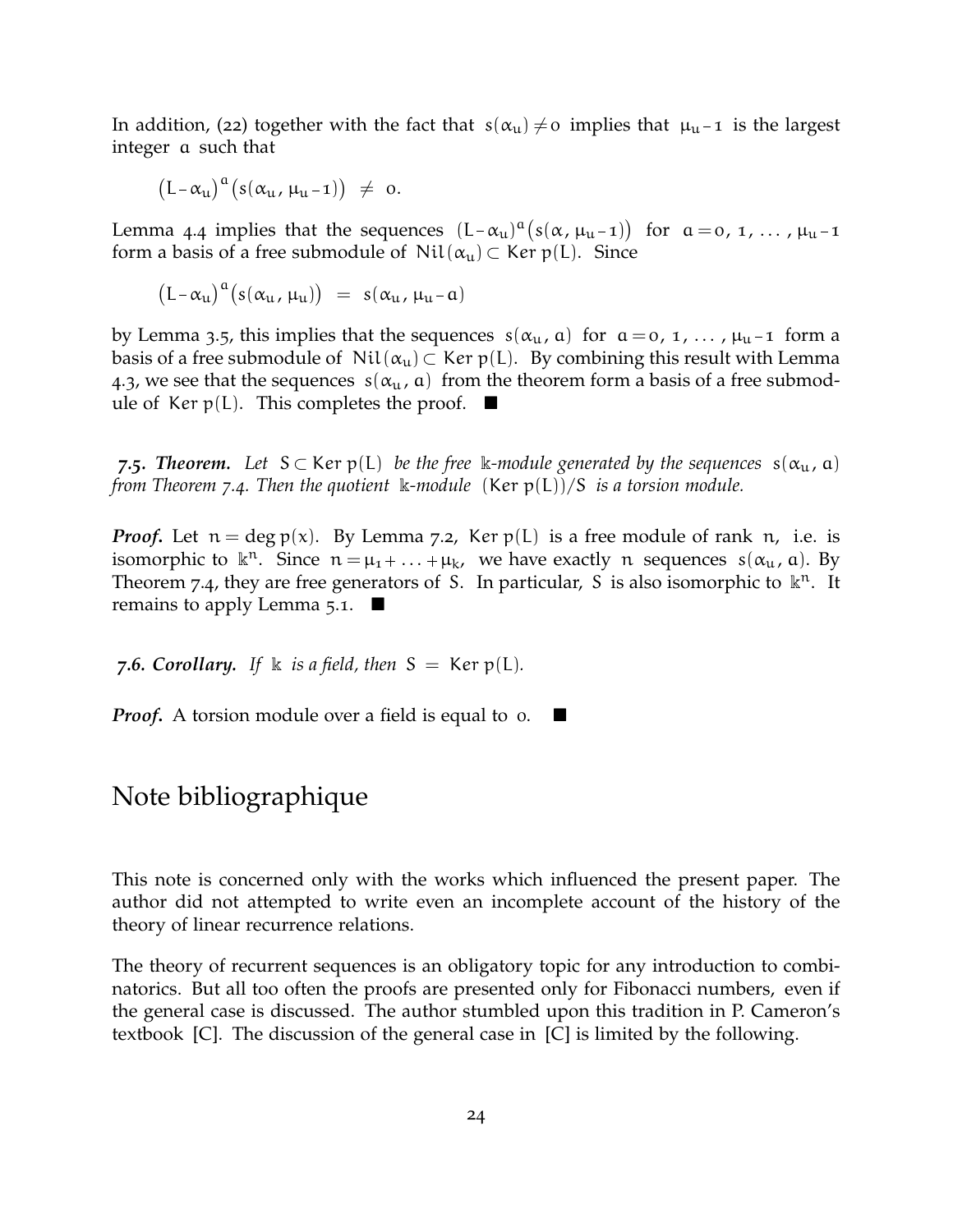In addition, (22) together with the fact that $s(\alpha_u) \neq 0$ implies that $\mu_u - 1$ is the largest integer $a$ such that

$$\big(L - \alpha_u\big)^a \big(s(\alpha_u, \mu_u - 1)\big) \ \neq \ 0.$$

Lemma 4.4 implies that the sequences $(L - \alpha_u)^a \big(s(\alpha, \mu_u - 1)\big)$ for $a = 0, 1, \ldots, \mu_u - 1$ form a basis of a free submodule of $\mathrm{Nil}(\alpha_u) \subset \mathrm{Ker}\ p(L)$. Since

$$\big(L - \alpha_u\big)^a \big(s(\alpha_u, \mu_u)\big) \ = \ s(\alpha_u, \mu_u - a)$$

by Lemma 3.5, this implies that the sequences $s(\alpha_u, a)$ for $a = 0, 1, \ldots, \mu_u - 1$ form a basis of a free submodule of $\mathrm{Nil}(\alpha_u) \subset \mathrm{Ker}\ p(L)$. By combining this result with Lemma 4.3, we see that the sequences $s(\alpha_u, a)$ from the theorem form a basis of a free submodule of $\mathrm{Ker}\ p(L)$. This completes the proof. ■

***7.5. Theorem.*** *Let $S \subset \mathrm{Ker}\ p(L)$ be the free $\mathbb{k}$-module generated by the sequences $s(\alpha_u, a)$ from Theorem 7.4. Then the quotient $\mathbb{k}$-module $(\mathrm{Ker}\ p(L))/S$ is a torsion module.*

***Proof.*** Let $n = \deg p(x)$. By Lemma 7.2, $\mathrm{Ker}\ p(L)$ is a free module of rank $n$, i.e. is isomorphic to $\mathbb{k}^n$. Since $n = \mu_1 + \ldots + \mu_k$, we have exactly $n$ sequences $s(\alpha_u, a)$. By Theorem 7.4, they are free generators of $S$. In particular, $S$ is also isomorphic to $\mathbb{k}^n$. It remains to apply Lemma 5.1. ■

***7.6. Corollary.*** *If $\mathbb{k}$ is a field, then $S \ = \ \mathrm{Ker}\ p(L)$.*

***Proof.*** A torsion module over a field is equal to $0$. ■

# Note bibliographique

This note is concerned only with the works which influenced the present paper. The author did not attempted to write even an incomplete account of the history of the theory of linear recurrence relations.

The theory of recurrent sequences is an obligatory topic for any introduction to combinatorics. But all too often the proofs are presented only for Fibonacci numbers, even if the general case is discussed. The author stumbled upon this tradition in P. Cameron's textbook [C]. The discussion of the general case in [C] is limited by the following.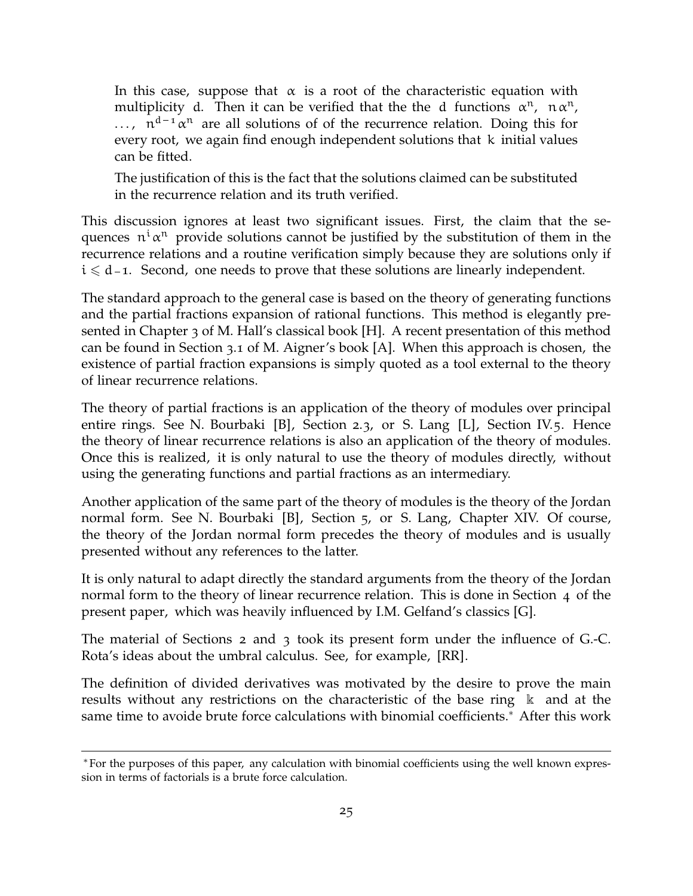> In this case, suppose that $\alpha$ is a root of the characteristic equation with multiplicity $d$. Then it can be verified that the the $d$ functions $\alpha^n$, $n\alpha^n$, $\ldots$, $n^{d-1}\alpha^n$ are all solutions of of the recurrence relation. Doing this for every root, we again find enough independent solutions that $k$ initial values can be fitted.
>
> The justification of this is the fact that the solutions claimed can be substituted in the recurrence relation and its truth verified.

This discussion ignores at least two significant issues. First, the claim that the sequences $n^i\alpha^n$ provide solutions cannot be justified by the substitution of them in the recurrence relations and a routine verification simply because they are solutions only if $i \leqslant d-1$. Second, one needs to prove that these solutions are linearly independent.

The standard approach to the general case is based on the theory of generating functions and the partial fractions expansion of rational functions. This method is elegantly presented in Chapter 3 of M. Hall's classical book [H]. A recent presentation of this method can be found in Section 3.1 of M. Aigner's book [A]. When this approach is chosen, the existence of partial fraction expansions is simply quoted as a tool external to the theory of linear recurrence relations.

The theory of partial fractions is an application of the theory of modules over principal entire rings. See N. Bourbaki [B], Section 2.3, or S. Lang [L], Section IV.5. Hence the theory of linear recurrence relations is also an application of the theory of modules. Once this is realized, it is only natural to use the theory of modules directly, without using the generating functions and partial fractions as an intermediary.

Another application of the same part of the theory of modules is the theory of the Jordan normal form. See N. Bourbaki [B], Section 5, or S. Lang, Chapter XIV. Of course, the theory of the Jordan normal form precedes the theory of modules and is usually presented without any references to the latter.

It is only natural to adapt directly the standard arguments from the theory of the Jordan normal form to the theory of linear recurrence relation. This is done in Section 4 of the present paper, which was heavily influenced by I.M. Gelfand's classics [G].

The material of Sections 2 and 3 took its present form under the influence of G.-C. Rota's ideas about the umbral calculus. See, for example, [RR].

The definition of divided derivatives was motivated by the desire to prove the main results without any restrictions on the characteristic of the base ring $\mathbb{k}$ and at the same time to avoide brute force calculations with binomial coefficients.* After this work

---

*For the purposes of this paper, any calculation with binomial coefficients using the well known expression in terms of factorials is a brute force calculation.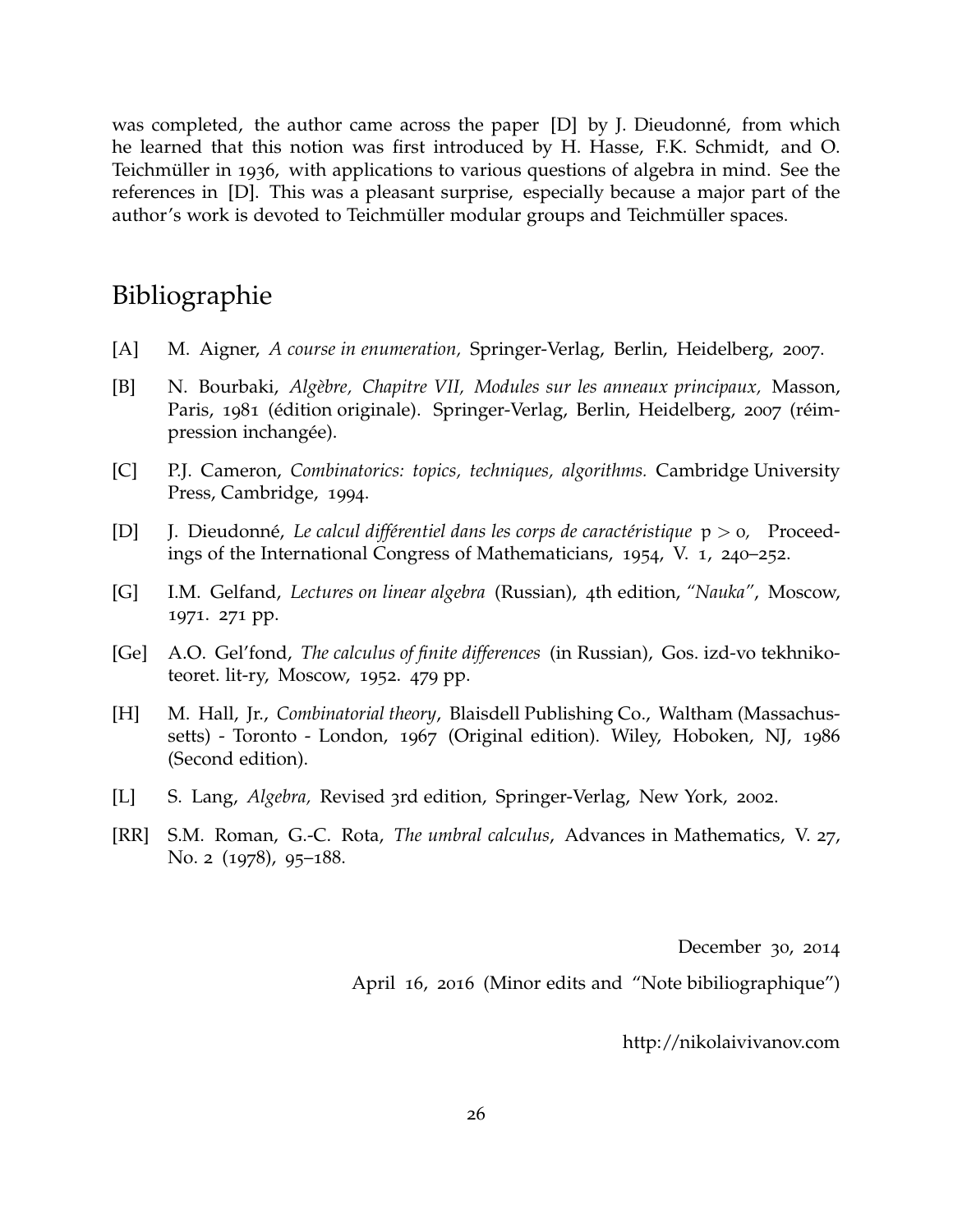was completed, the author came across the paper [D] by J. Dieudonné, from which he learned that this notion was first introduced by H. Hasse, F.K. Schmidt, and O. Teichmüller in 1936, with applications to various questions of algebra in mind. See the references in [D]. This was a pleasant surprise, especially because a major part of the author's work is devoted to Teichmüller modular groups and Teichmüller spaces.

## Bibliographie

[A] M. Aigner, *A course in enumeration,* Springer-Verlag, Berlin, Heidelberg, 2007.

[B] N. Bourbaki, *Algèbre, Chapitre VII, Modules sur les anneaux principaux,* Masson, Paris, 1981 (édition originale). Springer-Verlag, Berlin, Heidelberg, 2007 (réimpression inchangée).

[C] P.J. Cameron, *Combinatorics: topics, techniques, algorithms.* Cambridge University Press, Cambridge, 1994.

[D] J. Dieudonné, *Le calcul différentiel dans les corps de caractéristique* $p > 0$*,* Proceedings of the International Congress of Mathematicians, 1954, V. 1, 240–252.

[G] I.M. Gelfand, *Lectures on linear algebra* (Russian), 4th edition, "*Nauka*", Moscow, 1971. 271 pp.

[Ge] A.O. Gel'fond, *The calculus of finite differences* (in Russian), Gos. izd-vo tekhniko-teoret. lit-ry, Moscow, 1952. 479 pp.

[H] M. Hall, Jr., *Combinatorial theory*, Blaisdell Publishing Co., Waltham (Massachussetts) - Toronto - London, 1967 (Original edition). Wiley, Hoboken, NJ, 1986 (Second edition).

[L] S. Lang, *Algebra,* Revised 3rd edition, Springer-Verlag, New York, 2002.

[RR] S.M. Roman, G.-C. Rota, *The umbral calculus*, Advances in Mathematics, V. 27, No. 2 (1978), 95–188.

December 30, 2014

April 16, 2016 (Minor edits and "Note bibiliographique")

http://nikolaivivanov.com